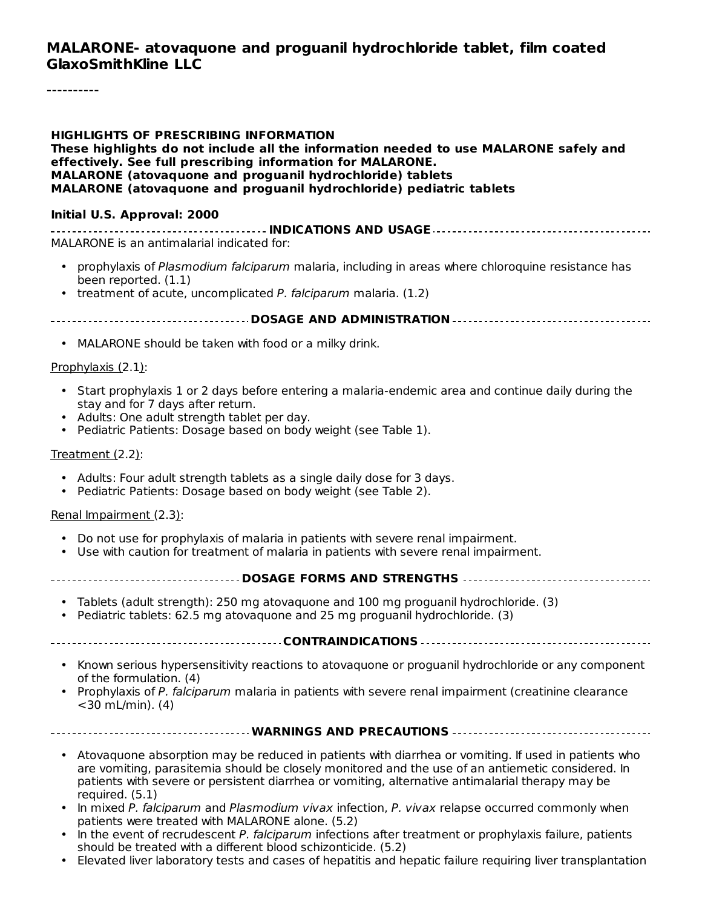**MALARONE- atovaquone and proguanil hydrochloride tablet, film coated**
**GlaxoSmithKline LLC**

----------

**HIGHLIGHTS OF PRESCRIBING INFORMATION**
**These highlights do not include all the information needed to use MALARONE safely and effectively. See full prescribing information for MALARONE.**
**MALARONE (atovaquone and proguanil hydrochloride) tablets**
**MALARONE (atovaquone and proguanil hydrochloride) pediatric tablets**

**Initial U.S. Approval: 2000**

**INDICATIONS AND USAGE**

MALARONE is an antimalarial indicated for:

- prophylaxis of *Plasmodium falciparum* malaria, including in areas where chloroquine resistance has been reported. (1.1)
- treatment of acute, uncomplicated *P. falciparum* malaria. (1.2)

**DOSAGE AND ADMINISTRATION**

- MALARONE should be taken with food or a milky drink.

Prophylaxis (2.1):

- Start prophylaxis 1 or 2 days before entering a malaria-endemic area and continue daily during the stay and for 7 days after return.
- Adults: One adult strength tablet per day.
- Pediatric Patients: Dosage based on body weight (see Table 1).

Treatment (2.2):

- Adults: Four adult strength tablets as a single daily dose for 3 days.
- Pediatric Patients: Dosage based on body weight (see Table 2).

Renal Impairment (2.3):

- Do not use for prophylaxis of malaria in patients with severe renal impairment.
- Use with caution for treatment of malaria in patients with severe renal impairment.

**DOSAGE FORMS AND STRENGTHS**

- Tablets (adult strength): 250 mg atovaquone and 100 mg proguanil hydrochloride. (3)
- Pediatric tablets: 62.5 mg atovaquone and 25 mg proguanil hydrochloride. (3)

**CONTRAINDICATIONS**

- Known serious hypersensitivity reactions to atovaquone or proguanil hydrochloride or any component of the formulation. (4)
- Prophylaxis of *P. falciparum* malaria in patients with severe renal impairment (creatinine clearance <30 mL/min). (4)

**WARNINGS AND PRECAUTIONS**

- Atovaquone absorption may be reduced in patients with diarrhea or vomiting. If used in patients who are vomiting, parasitemia should be closely monitored and the use of an antiemetic considered. In patients with severe or persistent diarrhea or vomiting, alternative antimalarial therapy may be required. (5.1)
- In mixed *P. falciparum* and *Plasmodium vivax* infection, *P. vivax* relapse occurred commonly when patients were treated with MALARONE alone. (5.2)
- In the event of recrudescent *P. falciparum* infections after treatment or prophylaxis failure, patients should be treated with a different blood schizonticide. (5.2)
- Elevated liver laboratory tests and cases of hepatitis and hepatic failure requiring liver transplantation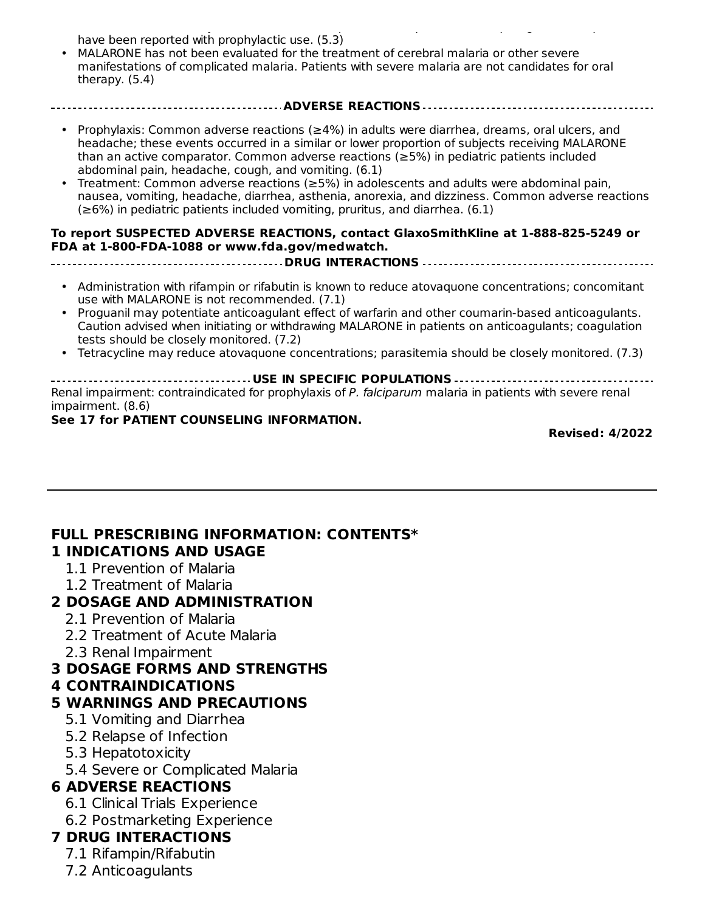have been reported with prophylactic use. (5.3)

- MALARONE has not been evaluated for the treatment of cerebral malaria or other severe manifestations of complicated malaria. Patients with severe malaria are not candidates for oral therapy. (5.4)

**ADVERSE REACTIONS**

- Prophylaxis: Common adverse reactions (≥4%) in adults were diarrhea, dreams, oral ulcers, and headache; these events occurred in a similar or lower proportion of subjects receiving MALARONE than an active comparator. Common adverse reactions (≥5%) in pediatric patients included abdominal pain, headache, cough, and vomiting. (6.1)
- Treatment: Common adverse reactions (≥5%) in adolescents and adults were abdominal pain, nausea, vomiting, headache, diarrhea, asthenia, anorexia, and dizziness. Common adverse reactions (≥6%) in pediatric patients included vomiting, pruritus, and diarrhea. (6.1)

**To report SUSPECTED ADVERSE REACTIONS, contact GlaxoSmithKline at 1-888-825-5249 or FDA at 1-800-FDA-1088 or www.fda.gov/medwatch.**

**DRUG INTERACTIONS**

- Administration with rifampin or rifabutin is known to reduce atovaquone concentrations; concomitant use with MALARONE is not recommended. (7.1)
- Proguanil may potentiate anticoagulant effect of warfarin and other coumarin-based anticoagulants. Caution advised when initiating or withdrawing MALARONE in patients on anticoagulants; coagulation tests should be closely monitored. (7.2)
- Tetracycline may reduce atovaquone concentrations; parasitemia should be closely monitored. (7.3)

**USE IN SPECIFIC POPULATIONS**

Renal impairment: contraindicated for prophylaxis of *P. falciparum* malaria in patients with severe renal impairment. (8.6)

**See 17 for PATIENT COUNSELING INFORMATION.**

**Revised: 4/2022**

---

## FULL PRESCRIBING INFORMATION: CONTENTS*

**1 INDICATIONS AND USAGE**
- 1.1 Prevention of Malaria
- 1.2 Treatment of Malaria

**2 DOSAGE AND ADMINISTRATION**
- 2.1 Prevention of Malaria
- 2.2 Treatment of Acute Malaria
- 2.3 Renal Impairment

**3 DOSAGE FORMS AND STRENGTHS**

**4 CONTRAINDICATIONS**

**5 WARNINGS AND PRECAUTIONS**
- 5.1 Vomiting and Diarrhea
- 5.2 Relapse of Infection
- 5.3 Hepatotoxicity
- 5.4 Severe or Complicated Malaria

**6 ADVERSE REACTIONS**
- 6.1 Clinical Trials Experience
- 6.2 Postmarketing Experience

**7 DRUG INTERACTIONS**
- 7.1 Rifampin/Rifabutin
- 7.2 Anticoagulants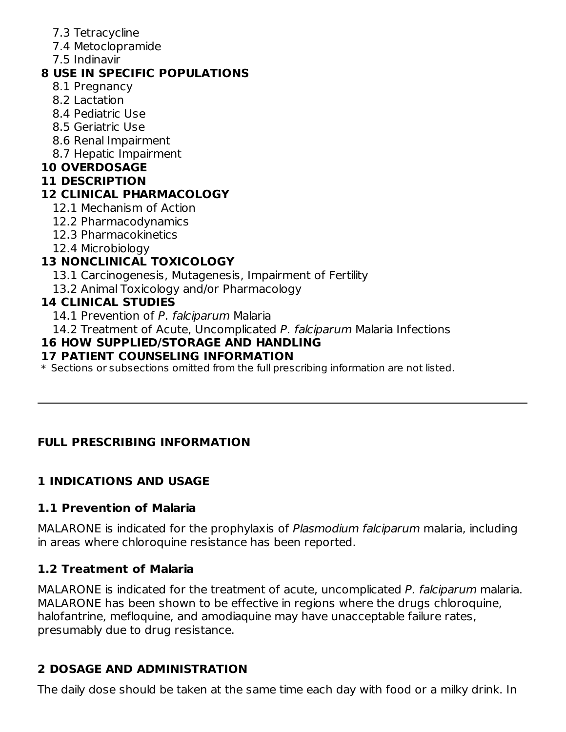7.3 Tetracycline
7.4 Metoclopramide
7.5 Indinavir

**8 USE IN SPECIFIC POPULATIONS**

8.1 Pregnancy
8.2 Lactation
8.4 Pediatric Use
8.5 Geriatric Use
8.6 Renal Impairment
8.7 Hepatic Impairment

**10 OVERDOSAGE**

**11 DESCRIPTION**

**12 CLINICAL PHARMACOLOGY**

12.1 Mechanism of Action
12.2 Pharmacodynamics
12.3 Pharmacokinetics
12.4 Microbiology

**13 NONCLINICAL TOXICOLOGY**

13.1 Carcinogenesis, Mutagenesis, Impairment of Fertility
13.2 Animal Toxicology and/or Pharmacology

**14 CLINICAL STUDIES**

14.1 Prevention of *P. falciparum* Malaria
14.2 Treatment of Acute, Uncomplicated *P. falciparum* Malaria Infections

**16 HOW SUPPLIED/STORAGE AND HANDLING**

**17 PATIENT COUNSELING INFORMATION**

\* Sections or subsections omitted from the full prescribing information are not listed.

---

## FULL PRESCRIBING INFORMATION

## 1 INDICATIONS AND USAGE

### 1.1 Prevention of Malaria

MALARONE is indicated for the prophylaxis of *Plasmodium falciparum* malaria, including in areas where chloroquine resistance has been reported.

### 1.2 Treatment of Malaria

MALARONE is indicated for the treatment of acute, uncomplicated *P. falciparum* malaria. MALARONE has been shown to be effective in regions where the drugs chloroquine, halofantrine, mefloquine, and amodiaquine may have unacceptable failure rates, presumably due to drug resistance.

## 2 DOSAGE AND ADMINISTRATION

The daily dose should be taken at the same time each day with food or a milky drink. In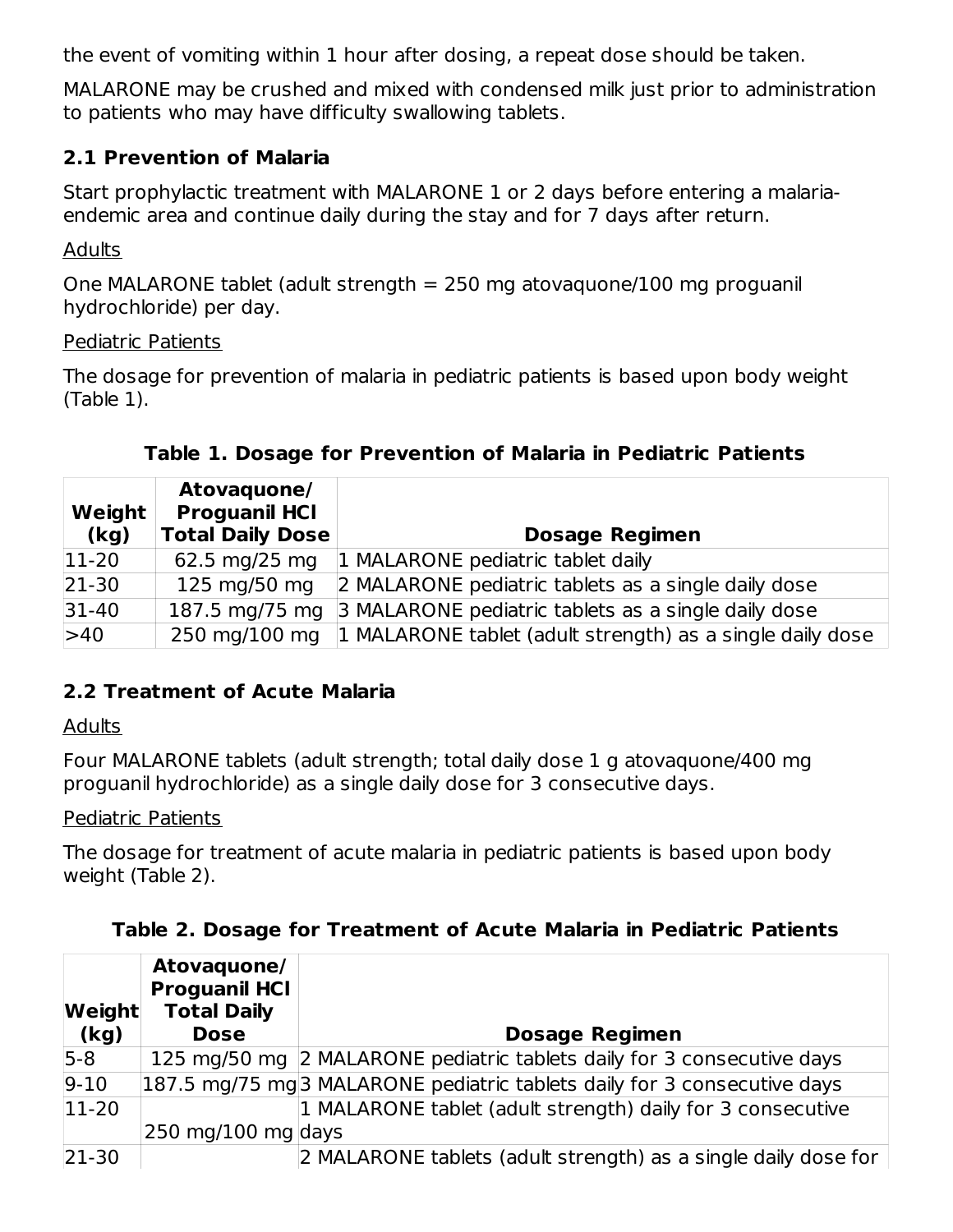the event of vomiting within 1 hour after dosing, a repeat dose should be taken.

MALARONE may be crushed and mixed with condensed milk just prior to administration to patients who may have difficulty swallowing tablets.

## 2.1 Prevention of Malaria

Start prophylactic treatment with MALARONE 1 or 2 days before entering a malaria-endemic area and continue daily during the stay and for 7 days after return.

Adults

One MALARONE tablet (adult strength = 250 mg atovaquone/100 mg proguanil hydrochloride) per day.

Pediatric Patients

The dosage for prevention of malaria in pediatric patients is based upon body weight (Table 1).

**Table 1. Dosage for Prevention of Malaria in Pediatric Patients**

| Weight (kg) | Atovaquone/ Proguanil HCl Total Daily Dose | Dosage Regimen |
|---|---|---|
| 11-20 | 62.5 mg/25 mg | 1 MALARONE pediatric tablet daily |
| 21-30 | 125 mg/50 mg | 2 MALARONE pediatric tablets as a single daily dose |
| 31-40 | 187.5 mg/75 mg | 3 MALARONE pediatric tablets as a single daily dose |
| >40 | 250 mg/100 mg | 1 MALARONE tablet (adult strength) as a single daily dose |

## 2.2 Treatment of Acute Malaria

Adults

Four MALARONE tablets (adult strength; total daily dose 1 g atovaquone/400 mg proguanil hydrochloride) as a single daily dose for 3 consecutive days.

Pediatric Patients

The dosage for treatment of acute malaria in pediatric patients is based upon body weight (Table 2).

**Table 2. Dosage for Treatment of Acute Malaria in Pediatric Patients**

| Weight (kg) | Atovaquone/ Proguanil HCl Total Daily Dose | Dosage Regimen |
|---|---|---|
| 5-8 | 125 mg/50 mg | 2 MALARONE pediatric tablets daily for 3 consecutive days |
| 9-10 | 187.5 mg/75 mg | 3 MALARONE pediatric tablets daily for 3 consecutive days |
| 11-20 | 250 mg/100 mg | 1 MALARONE tablet (adult strength) daily for 3 consecutive days |
| 21-30 | | 2 MALARONE tablets (adult strength) as a single daily dose for |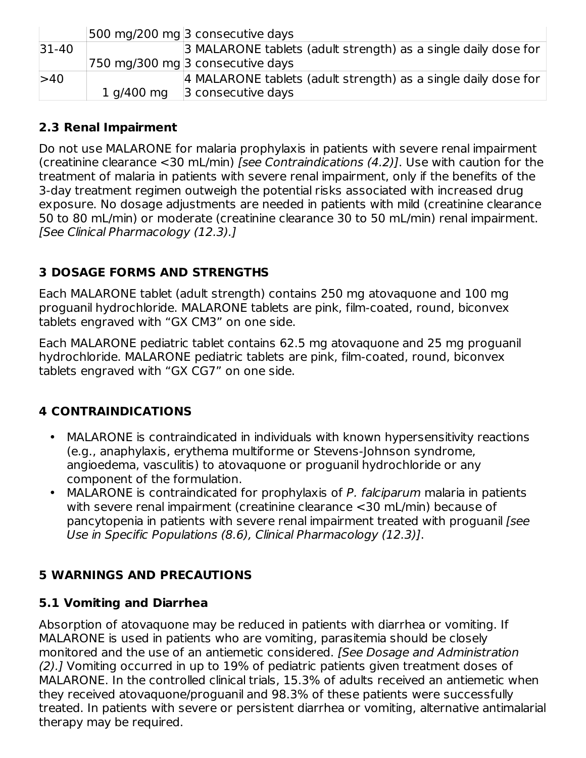| | | |
|---|---|---|
| | 500 mg/200 mg | 3 consecutive days |
| 31-40 | 750 mg/300 mg | 3 MALARONE tablets (adult strength) as a single daily dose for 3 consecutive days |
| >40 | 1 g/400 mg | 4 MALARONE tablets (adult strength) as a single daily dose for 3 consecutive days |

### 2.3 Renal Impairment

Do not use MALARONE for malaria prophylaxis in patients with severe renal impairment (creatinine clearance <30 mL/min) *[see Contraindications (4.2)]*. Use with caution for the treatment of malaria in patients with severe renal impairment, only if the benefits of the 3-day treatment regimen outweigh the potential risks associated with increased drug exposure. No dosage adjustments are needed in patients with mild (creatinine clearance 50 to 80 mL/min) or moderate (creatinine clearance 30 to 50 mL/min) renal impairment. *[See Clinical Pharmacology (12.3).]*

## 3 DOSAGE FORMS AND STRENGTHS

Each MALARONE tablet (adult strength) contains 250 mg atovaquone and 100 mg proguanil hydrochloride. MALARONE tablets are pink, film-coated, round, biconvex tablets engraved with “GX CM3” on one side.

Each MALARONE pediatric tablet contains 62.5 mg atovaquone and 25 mg proguanil hydrochloride. MALARONE pediatric tablets are pink, film-coated, round, biconvex tablets engraved with “GX CG7” on one side.

## 4 CONTRAINDICATIONS

- MALARONE is contraindicated in individuals with known hypersensitivity reactions (e.g., anaphylaxis, erythema multiforme or Stevens-Johnson syndrome, angioedema, vasculitis) to atovaquone or proguanil hydrochloride or any component of the formulation.
- MALARONE is contraindicated for prophylaxis of *P. falciparum* malaria in patients with severe renal impairment (creatinine clearance <30 mL/min) because of pancytopenia in patients with severe renal impairment treated with proguanil *[see Use in Specific Populations (8.6), Clinical Pharmacology (12.3)]*.

## 5 WARNINGS AND PRECAUTIONS

### 5.1 Vomiting and Diarrhea

Absorption of atovaquone may be reduced in patients with diarrhea or vomiting. If MALARONE is used in patients who are vomiting, parasitemia should be closely monitored and the use of an antiemetic considered. *[See Dosage and Administration (2).]* Vomiting occurred in up to 19% of pediatric patients given treatment doses of MALARONE. In the controlled clinical trials, 15.3% of adults received an antiemetic when they received atovaquone/proguanil and 98.3% of these patients were successfully treated. In patients with severe or persistent diarrhea or vomiting, alternative antimalarial therapy may be required.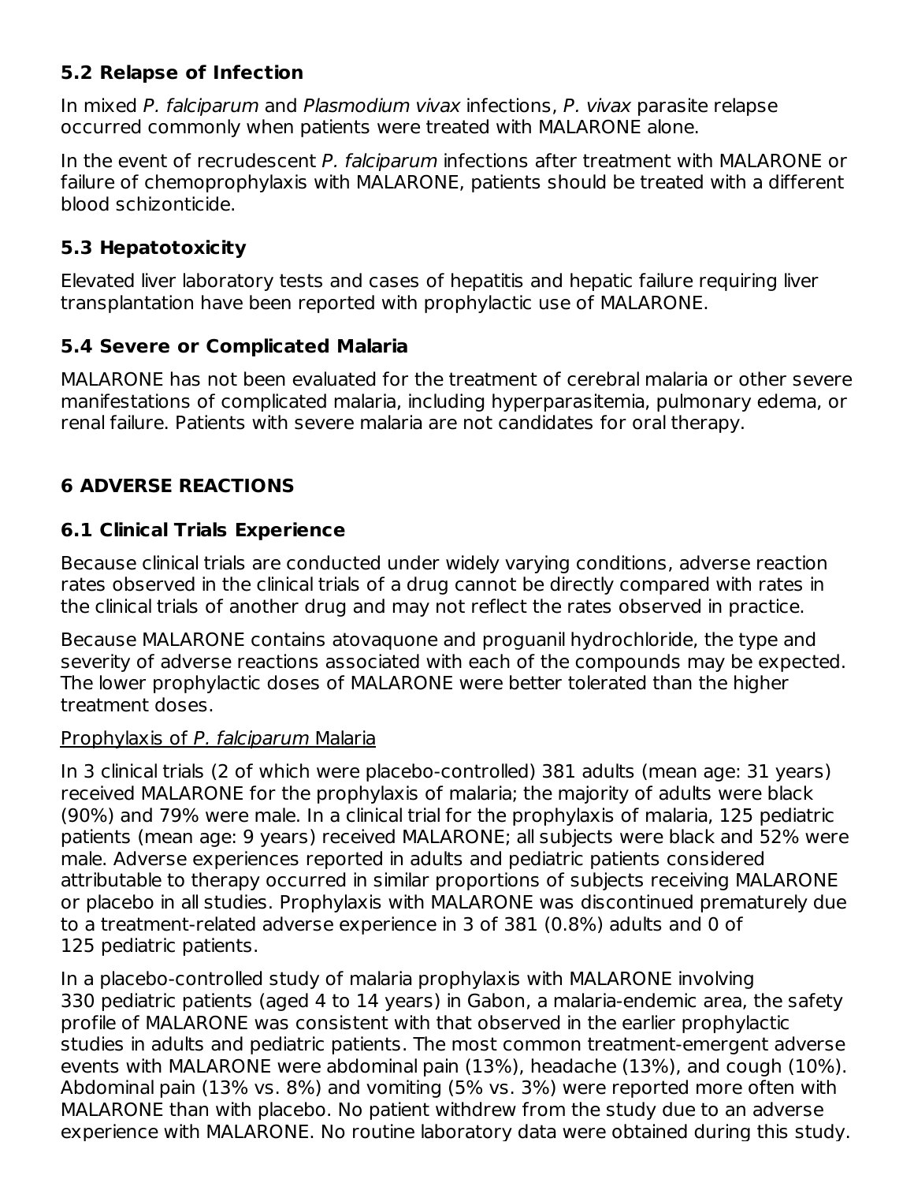### 5.2 Relapse of Infection

In mixed *P. falciparum* and *Plasmodium vivax* infections, *P. vivax* parasite relapse occurred commonly when patients were treated with MALARONE alone.

In the event of recrudescent *P. falciparum* infections after treatment with MALARONE or failure of chemoprophylaxis with MALARONE, patients should be treated with a different blood schizonticide.

### 5.3 Hepatotoxicity

Elevated liver laboratory tests and cases of hepatitis and hepatic failure requiring liver transplantation have been reported with prophylactic use of MALARONE.

### 5.4 Severe or Complicated Malaria

MALARONE has not been evaluated for the treatment of cerebral malaria or other severe manifestations of complicated malaria, including hyperparasitemia, pulmonary edema, or renal failure. Patients with severe malaria are not candidates for oral therapy.

## 6 ADVERSE REACTIONS

### 6.1 Clinical Trials Experience

Because clinical trials are conducted under widely varying conditions, adverse reaction rates observed in the clinical trials of a drug cannot be directly compared with rates in the clinical trials of another drug and may not reflect the rates observed in practice.

Because MALARONE contains atovaquone and proguanil hydrochloride, the type and severity of adverse reactions associated with each of the compounds may be expected. The lower prophylactic doses of MALARONE were better tolerated than the higher treatment doses.

<u>Prophylaxis of *P. falciparum* Malaria</u>

In 3 clinical trials (2 of which were placebo-controlled) 381 adults (mean age: 31 years) received MALARONE for the prophylaxis of malaria; the majority of adults were black (90%) and 79% were male. In a clinical trial for the prophylaxis of malaria, 125 pediatric patients (mean age: 9 years) received MALARONE; all subjects were black and 52% were male. Adverse experiences reported in adults and pediatric patients considered attributable to therapy occurred in similar proportions of subjects receiving MALARONE or placebo in all studies. Prophylaxis with MALARONE was discontinued prematurely due to a treatment-related adverse experience in 3 of 381 (0.8%) adults and 0 of 125 pediatric patients.

In a placebo-controlled study of malaria prophylaxis with MALARONE involving 330 pediatric patients (aged 4 to 14 years) in Gabon, a malaria-endemic area, the safety profile of MALARONE was consistent with that observed in the earlier prophylactic studies in adults and pediatric patients. The most common treatment-emergent adverse events with MALARONE were abdominal pain (13%), headache (13%), and cough (10%). Abdominal pain (13% vs. 8%) and vomiting (5% vs. 3%) were reported more often with MALARONE than with placebo. No patient withdrew from the study due to an adverse experience with MALARONE. No routine laboratory data were obtained during this study.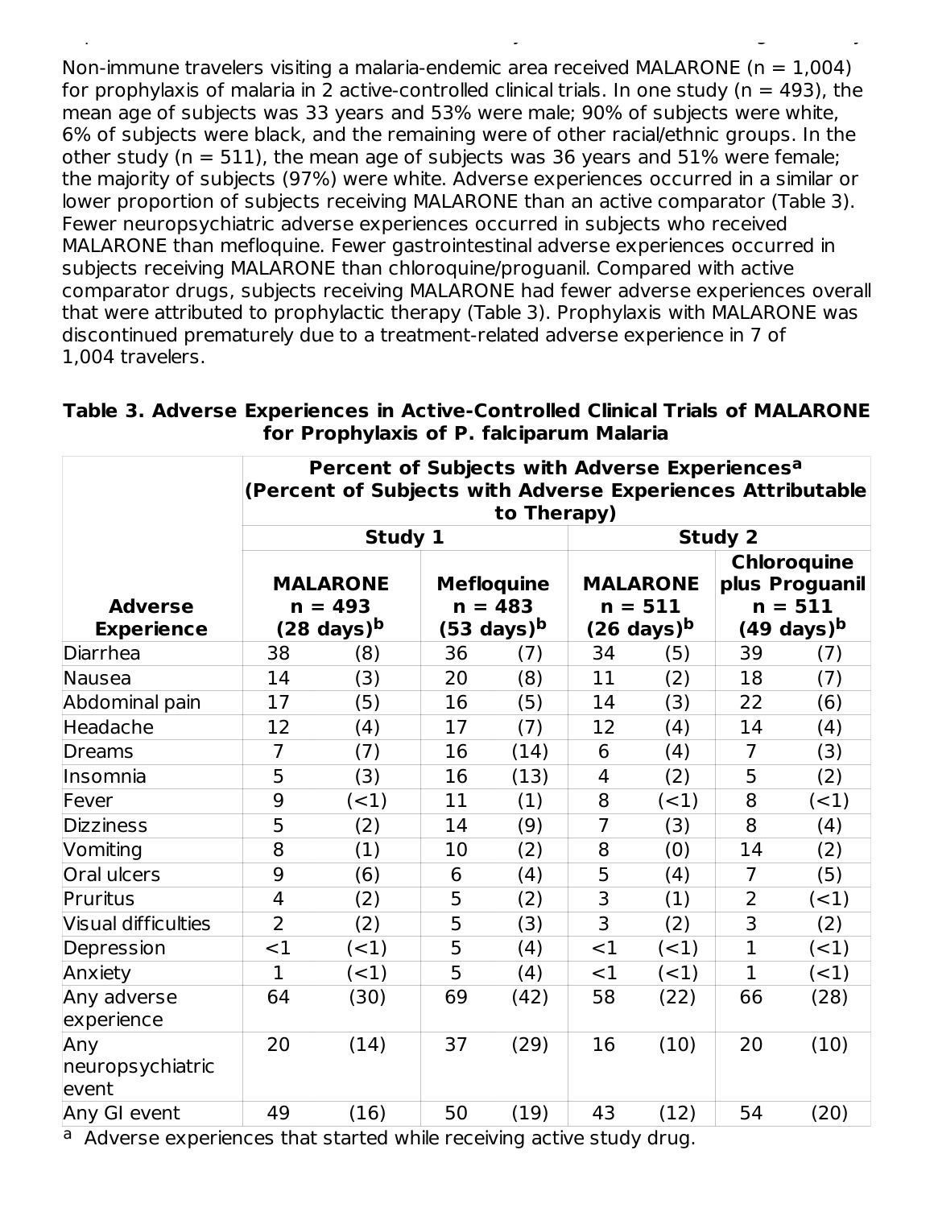Non-immune travelers visiting a malaria-endemic area received MALARONE (n = 1,004) for prophylaxis of malaria in 2 active-controlled clinical trials. In one study (n = 493), the mean age of subjects was 33 years and 53% were male; 90% of subjects were white, 6% of subjects were black, and the remaining were of other racial/ethnic groups. In the other study (n = 511), the mean age of subjects was 36 years and 51% were female; the majority of subjects (97%) were white. Adverse experiences occurred in a similar or lower proportion of subjects receiving MALARONE than an active comparator (Table 3). Fewer neuropsychiatric adverse experiences occurred in subjects who received MALARONE than mefloquine. Fewer gastrointestinal adverse experiences occurred in subjects receiving MALARONE than chloroquine/proguanil. Compared with active comparator drugs, subjects receiving MALARONE had fewer adverse experiences overall that were attributed to prophylactic therapy (Table 3). Prophylaxis with MALARONE was discontinued prematurely due to a treatment-related adverse experience in 7 of 1,004 travelers.

**Table 3. Adverse Experiences in Active-Controlled Clinical Trials of MALARONE for Prophylaxis of P. falciparum Malaria**

| | Percent of Subjects with Adverse Experiences[a] (Percent of Subjects with Adverse Experiences Attributable to Therapy) | | | | | | | |
|---|---|---|---|---|---|---|---|---|
| | Study 1 | | | | Study 2 | | | |
| Adverse Experience | MALARONE n = 493 (28 days)[b] | | Mefloquine n = 483 (53 days)[b] | | MALARONE n = 511 (26 days)[b] | | Chloroquine plus Proguanil n = 511 (49 days)[b] | |
| Diarrhea | 38 | (8) | 36 | (7) | 34 | (5) | 39 | (7) |
| Nausea | 14 | (3) | 20 | (8) | 11 | (2) | 18 | (7) |
| Abdominal pain | 17 | (5) | 16 | (5) | 14 | (3) | 22 | (6) |
| Headache | 12 | (4) | 17 | (7) | 12 | (4) | 14 | (4) |
| Dreams | 7 | (7) | 16 | (14) | 6 | (4) | 7 | (3) |
| Insomnia | 5 | (3) | 16 | (13) | 4 | (2) | 5 | (2) |
| Fever | 9 | (<1) | 11 | (1) | 8 | (<1) | 8 | (<1) |
| Dizziness | 5 | (2) | 14 | (9) | 7 | (3) | 8 | (4) |
| Vomiting | 8 | (1) | 10 | (2) | 8 | (0) | 14 | (2) |
| Oral ulcers | 9 | (6) | 6 | (4) | 5 | (4) | 7 | (5) |
| Pruritus | 4 | (2) | 5 | (2) | 3 | (1) | 2 | (<1) |
| Visual difficulties | 2 | (2) | 5 | (3) | 3 | (2) | 3 | (2) |
| Depression | <1 | (<1) | 5 | (4) | <1 | (<1) | 1 | (<1) |
| Anxiety | 1 | (<1) | 5 | (4) | <1 | (<1) | 1 | (<1) |
| Any adverse experience | 64 | (30) | 69 | (42) | 58 | (22) | 66 | (28) |
| Any neuropsychiatric event | 20 | (14) | 37 | (29) | 16 | (10) | 20 | (10) |
| Any GI event | 49 | (16) | 50 | (19) | 43 | (12) | 54 | (20) |

[a] Adverse experiences that started while receiving active study drug.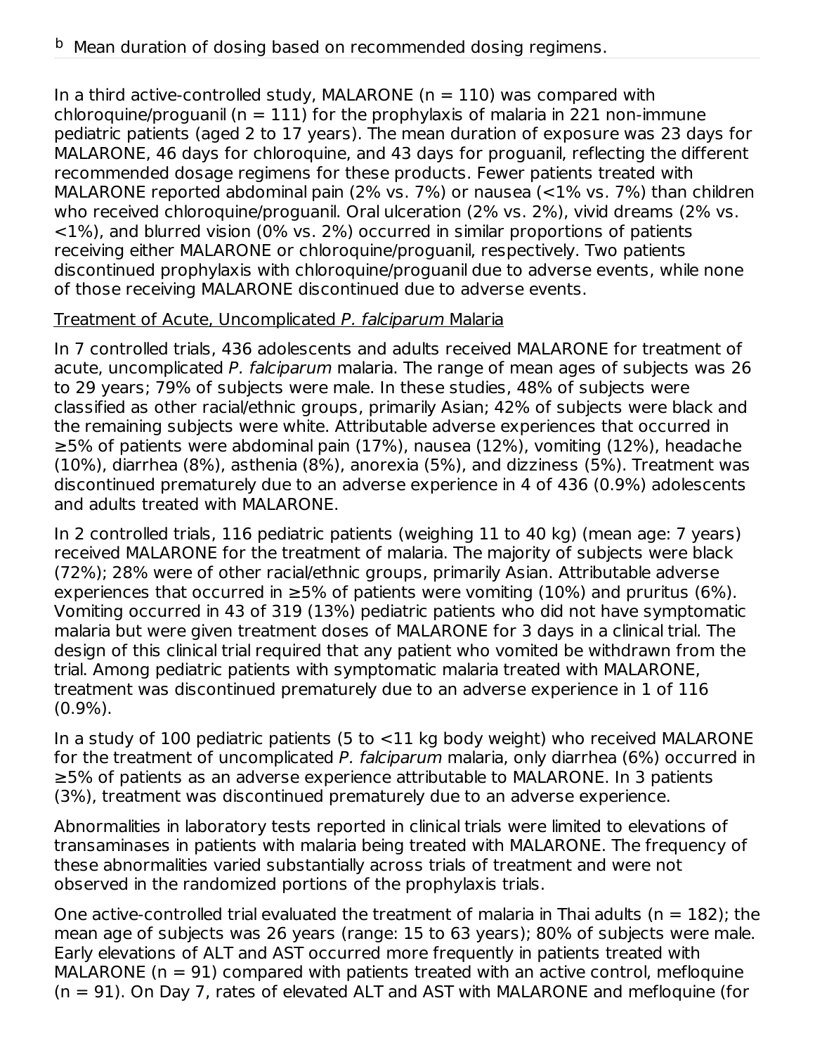[b] Mean duration of dosing based on recommended dosing regimens.

In a third active-controlled study, MALARONE (n = 110) was compared with chloroquine/proguanil (n = 111) for the prophylaxis of malaria in 221 non-immune pediatric patients (aged 2 to 17 years). The mean duration of exposure was 23 days for MALARONE, 46 days for chloroquine, and 43 days for proguanil, reflecting the different recommended dosage regimens for these products. Fewer patients treated with MALARONE reported abdominal pain (2% vs. 7%) or nausea (<1% vs. 7%) than children who received chloroquine/proguanil. Oral ulceration (2% vs. 2%), vivid dreams (2% vs. <1%), and blurred vision (0% vs. 2%) occurred in similar proportions of patients receiving either MALARONE or chloroquine/proguanil, respectively. Two patients discontinued prophylaxis with chloroquine/proguanil due to adverse events, while none of those receiving MALARONE discontinued due to adverse events.

Treatment of Acute, Uncomplicated *P. falciparum* Malaria

In 7 controlled trials, 436 adolescents and adults received MALARONE for treatment of acute, uncomplicated *P. falciparum* malaria. The range of mean ages of subjects was 26 to 29 years; 79% of subjects were male. In these studies, 48% of subjects were classified as other racial/ethnic groups, primarily Asian; 42% of subjects were black and the remaining subjects were white. Attributable adverse experiences that occurred in ≥5% of patients were abdominal pain (17%), nausea (12%), vomiting (12%), headache (10%), diarrhea (8%), asthenia (8%), anorexia (5%), and dizziness (5%). Treatment was discontinued prematurely due to an adverse experience in 4 of 436 (0.9%) adolescents and adults treated with MALARONE.

In 2 controlled trials, 116 pediatric patients (weighing 11 to 40 kg) (mean age: 7 years) received MALARONE for the treatment of malaria. The majority of subjects were black (72%); 28% were of other racial/ethnic groups, primarily Asian. Attributable adverse experiences that occurred in ≥5% of patients were vomiting (10%) and pruritus (6%). Vomiting occurred in 43 of 319 (13%) pediatric patients who did not have symptomatic malaria but were given treatment doses of MALARONE for 3 days in a clinical trial. The design of this clinical trial required that any patient who vomited be withdrawn from the trial. Among pediatric patients with symptomatic malaria treated with MALARONE, treatment was discontinued prematurely due to an adverse experience in 1 of 116 (0.9%).

In a study of 100 pediatric patients (5 to <11 kg body weight) who received MALARONE for the treatment of uncomplicated *P. falciparum* malaria, only diarrhea (6%) occurred in ≥5% of patients as an adverse experience attributable to MALARONE. In 3 patients (3%), treatment was discontinued prematurely due to an adverse experience.

Abnormalities in laboratory tests reported in clinical trials were limited to elevations of transaminases in patients with malaria being treated with MALARONE. The frequency of these abnormalities varied substantially across trials of treatment and were not observed in the randomized portions of the prophylaxis trials.

One active-controlled trial evaluated the treatment of malaria in Thai adults (n = 182); the mean age of subjects was 26 years (range: 15 to 63 years); 80% of subjects were male. Early elevations of ALT and AST occurred more frequently in patients treated with MALARONE (n = 91) compared with patients treated with an active control, mefloquine (n = 91). On Day 7, rates of elevated ALT and AST with MALARONE and mefloquine (for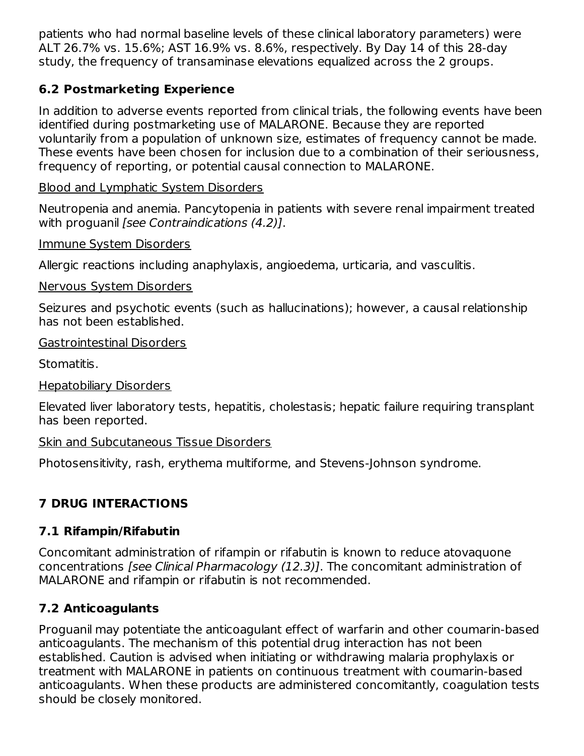patients who had normal baseline levels of these clinical laboratory parameters) were ALT 26.7% vs. 15.6%; AST 16.9% vs. 8.6%, respectively. By Day 14 of this 28-day study, the frequency of transaminase elevations equalized across the 2 groups.

### 6.2 Postmarketing Experience

In addition to adverse events reported from clinical trials, the following events have been identified during postmarketing use of MALARONE. Because they are reported voluntarily from a population of unknown size, estimates of frequency cannot be made. These events have been chosen for inclusion due to a combination of their seriousness, frequency of reporting, or potential causal connection to MALARONE.

Blood and Lymphatic System Disorders

Neutropenia and anemia. Pancytopenia in patients with severe renal impairment treated with proguanil *[see Contraindications (4.2)]*.

Immune System Disorders

Allergic reactions including anaphylaxis, angioedema, urticaria, and vasculitis.

Nervous System Disorders

Seizures and psychotic events (such as hallucinations); however, a causal relationship has not been established.

Gastrointestinal Disorders

Stomatitis.

Hepatobiliary Disorders

Elevated liver laboratory tests, hepatitis, cholestasis; hepatic failure requiring transplant has been reported.

Skin and Subcutaneous Tissue Disorders

Photosensitivity, rash, erythema multiforme, and Stevens-Johnson syndrome.

## 7 DRUG INTERACTIONS

### 7.1 Rifampin/Rifabutin

Concomitant administration of rifampin or rifabutin is known to reduce atovaquone concentrations *[see Clinical Pharmacology (12.3)]*. The concomitant administration of MALARONE and rifampin or rifabutin is not recommended.

### 7.2 Anticoagulants

Proguanil may potentiate the anticoagulant effect of warfarin and other coumarin-based anticoagulants. The mechanism of this potential drug interaction has not been established. Caution is advised when initiating or withdrawing malaria prophylaxis or treatment with MALARONE in patients on continuous treatment with coumarin-based anticoagulants. When these products are administered concomitantly, coagulation tests should be closely monitored.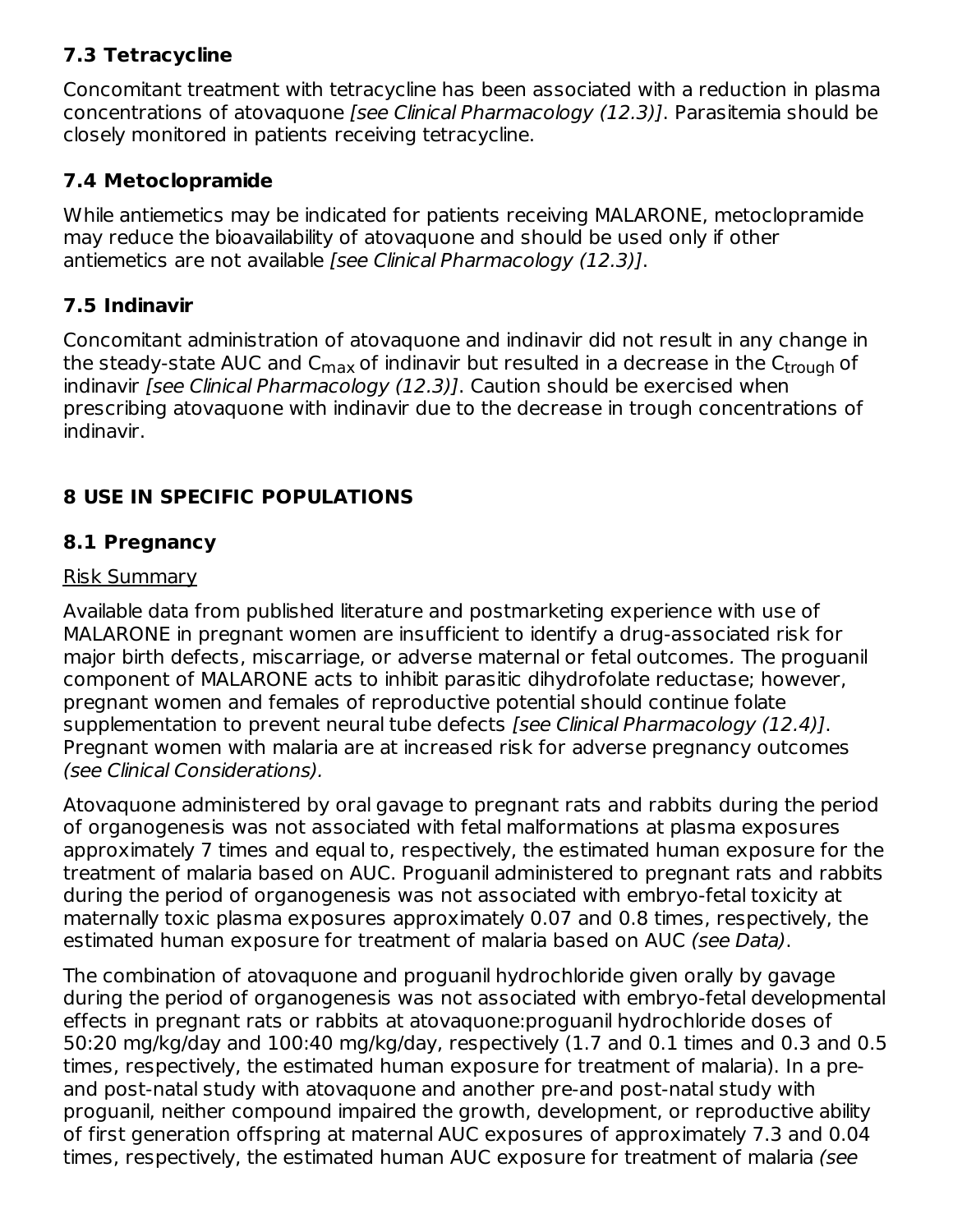### 7.3 Tetracycline

Concomitant treatment with tetracycline has been associated with a reduction in plasma concentrations of atovaquone *[see Clinical Pharmacology (12.3)]*. Parasitemia should be closely monitored in patients receiving tetracycline.

### 7.4 Metoclopramide

While antiemetics may be indicated for patients receiving MALARONE, metoclopramide may reduce the bioavailability of atovaquone and should be used only if other antiemetics are not available *[see Clinical Pharmacology (12.3)]*.

### 7.5 Indinavir

Concomitant administration of atovaquone and indinavir did not result in any change in the steady-state AUC and $C_{max}$ of indinavir but resulted in a decrease in the $C_{trough}$ of indinavir *[see Clinical Pharmacology (12.3)]*. Caution should be exercised when prescribing atovaquone with indinavir due to the decrease in trough concentrations of indinavir.

## 8 USE IN SPECIFIC POPULATIONS

### 8.1 Pregnancy

Risk Summary

Available data from published literature and postmarketing experience with use of MALARONE in pregnant women are insufficient to identify a drug-associated risk for major birth defects, miscarriage, or adverse maternal or fetal outcomes. The proguanil component of MALARONE acts to inhibit parasitic dihydrofolate reductase; however, pregnant women and females of reproductive potential should continue folate supplementation to prevent neural tube defects *[see Clinical Pharmacology (12.4)]*. Pregnant women with malaria are at increased risk for adverse pregnancy outcomes *(see Clinical Considerations)*.

Atovaquone administered by oral gavage to pregnant rats and rabbits during the period of organogenesis was not associated with fetal malformations at plasma exposures approximately 7 times and equal to, respectively, the estimated human exposure for the treatment of malaria based on AUC. Proguanil administered to pregnant rats and rabbits during the period of organogenesis was not associated with embryo-fetal toxicity at maternally toxic plasma exposures approximately 0.07 and 0.8 times, respectively, the estimated human exposure for treatment of malaria based on AUC *(see Data)*.

The combination of atovaquone and proguanil hydrochloride given orally by gavage during the period of organogenesis was not associated with embryo-fetal developmental effects in pregnant rats or rabbits at atovaquone:proguanil hydrochloride doses of 50:20 mg/kg/day and 100:40 mg/kg/day, respectively (1.7 and 0.1 times and 0.3 and 0.5 times, respectively, the estimated human exposure for treatment of malaria). In a pre- and post-natal study with atovaquone and another pre-and post-natal study with proguanil, neither compound impaired the growth, development, or reproductive ability of first generation offspring at maternal AUC exposures of approximately 7.3 and 0.04 times, respectively, the estimated human AUC exposure for treatment of malaria *(see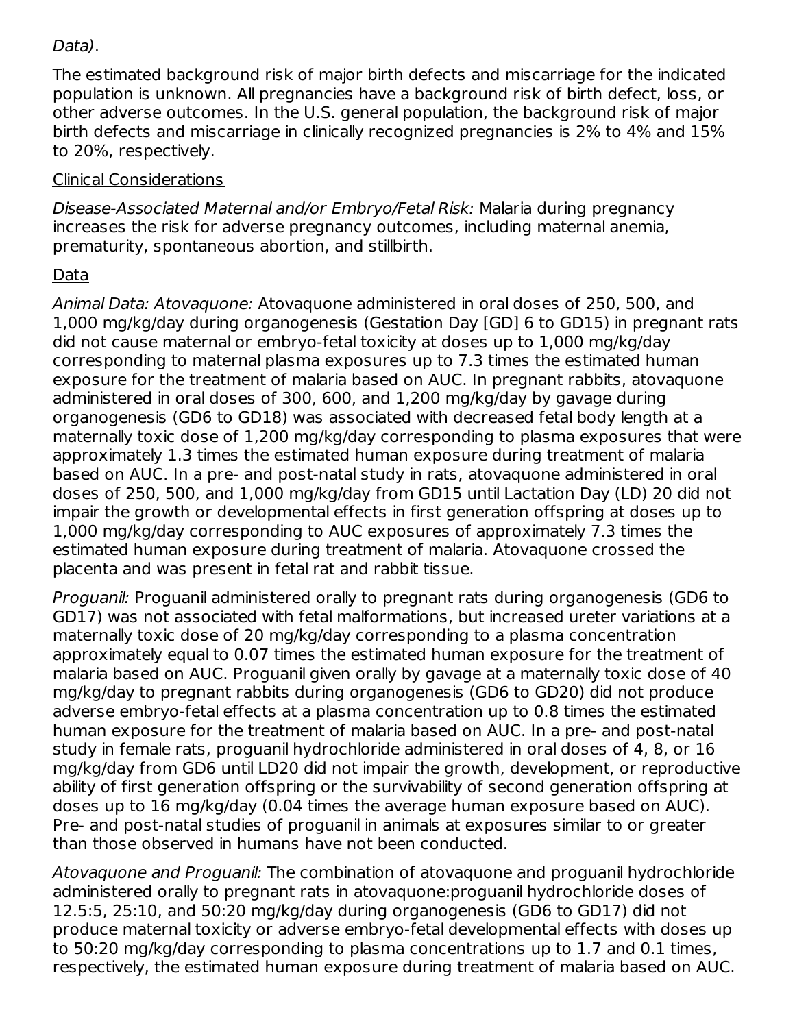*Data)*.

The estimated background risk of major birth defects and miscarriage for the indicated population is unknown. All pregnancies have a background risk of birth defect, loss, or other adverse outcomes. In the U.S. general population, the background risk of major birth defects and miscarriage in clinically recognized pregnancies is 2% to 4% and 15% to 20%, respectively.

Clinical Considerations

*Disease-Associated Maternal and/or Embryo/Fetal Risk:* Malaria during pregnancy increases the risk for adverse pregnancy outcomes, including maternal anemia, prematurity, spontaneous abortion, and stillbirth.

Data

*Animal Data: Atovaquone:* Atovaquone administered in oral doses of 250, 500, and 1,000 mg/kg/day during organogenesis (Gestation Day [GD] 6 to GD15) in pregnant rats did not cause maternal or embryo-fetal toxicity at doses up to 1,000 mg/kg/day corresponding to maternal plasma exposures up to 7.3 times the estimated human exposure for the treatment of malaria based on AUC. In pregnant rabbits, atovaquone administered in oral doses of 300, 600, and 1,200 mg/kg/day by gavage during organogenesis (GD6 to GD18) was associated with decreased fetal body length at a maternally toxic dose of 1,200 mg/kg/day corresponding to plasma exposures that were approximately 1.3 times the estimated human exposure during treatment of malaria based on AUC. In a pre- and post-natal study in rats, atovaquone administered in oral doses of 250, 500, and 1,000 mg/kg/day from GD15 until Lactation Day (LD) 20 did not impair the growth or developmental effects in first generation offspring at doses up to 1,000 mg/kg/day corresponding to AUC exposures of approximately 7.3 times the estimated human exposure during treatment of malaria. Atovaquone crossed the placenta and was present in fetal rat and rabbit tissue.

*Proguanil:* Proguanil administered orally to pregnant rats during organogenesis (GD6 to GD17) was not associated with fetal malformations, but increased ureter variations at a maternally toxic dose of 20 mg/kg/day corresponding to a plasma concentration approximately equal to 0.07 times the estimated human exposure for the treatment of malaria based on AUC. Proguanil given orally by gavage at a maternally toxic dose of 40 mg/kg/day to pregnant rabbits during organogenesis (GD6 to GD20) did not produce adverse embryo-fetal effects at a plasma concentration up to 0.8 times the estimated human exposure for the treatment of malaria based on AUC. In a pre- and post-natal study in female rats, proguanil hydrochloride administered in oral doses of 4, 8, or 16 mg/kg/day from GD6 until LD20 did not impair the growth, development, or reproductive ability of first generation offspring or the survivability of second generation offspring at doses up to 16 mg/kg/day (0.04 times the average human exposure based on AUC). Pre- and post-natal studies of proguanil in animals at exposures similar to or greater than those observed in humans have not been conducted.

*Atovaquone and Proguanil:* The combination of atovaquone and proguanil hydrochloride administered orally to pregnant rats in atovaquone:proguanil hydrochloride doses of 12.5:5, 25:10, and 50:20 mg/kg/day during organogenesis (GD6 to GD17) did not produce maternal toxicity or adverse embryo-fetal developmental effects with doses up to 50:20 mg/kg/day corresponding to plasma concentrations up to 1.7 and 0.1 times, respectively, the estimated human exposure during treatment of malaria based on AUC.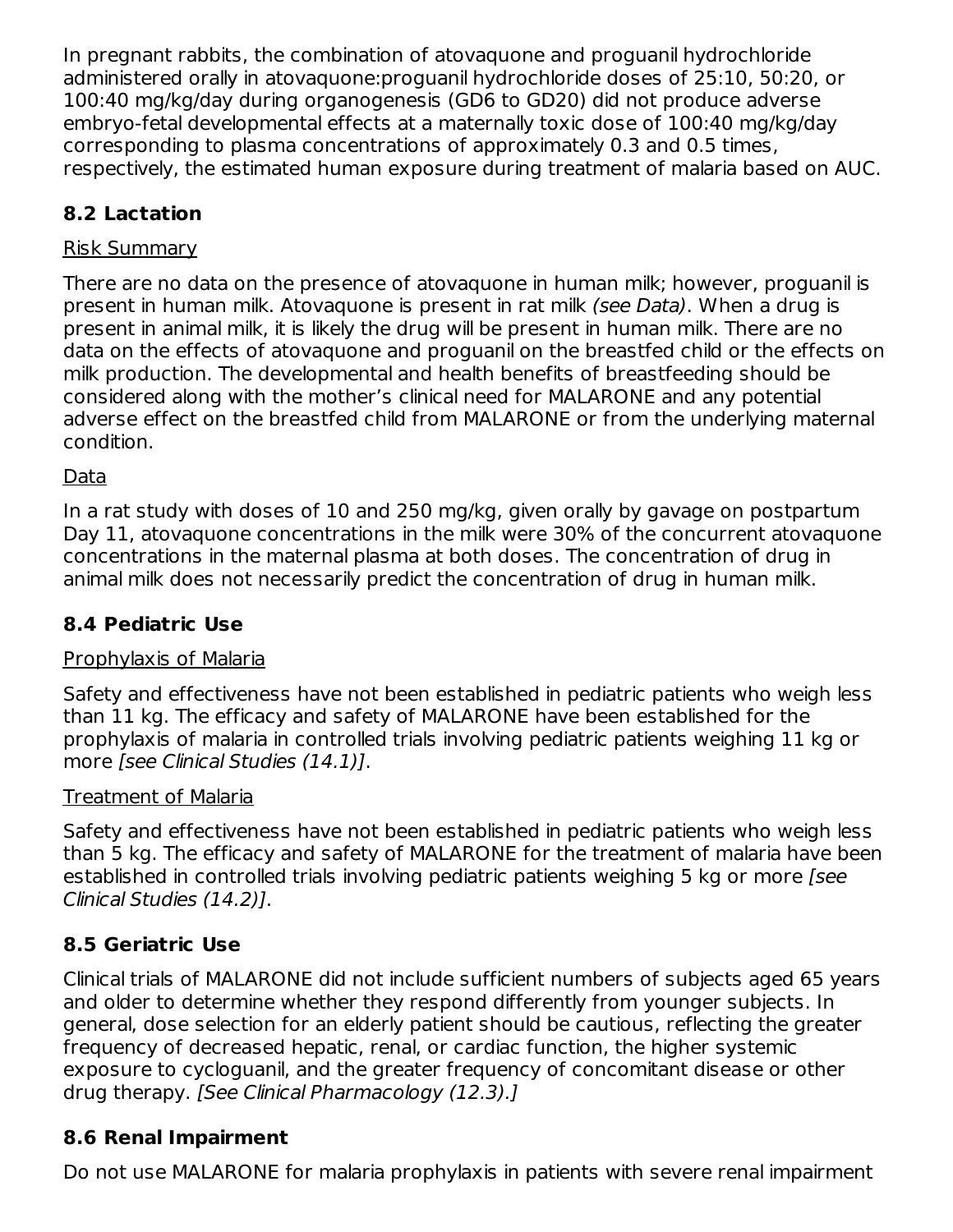In pregnant rabbits, the combination of atovaquone and proguanil hydrochloride administered orally in atovaquone:proguanil hydrochloride doses of 25:10, 50:20, or 100:40 mg/kg/day during organogenesis (GD6 to GD20) did not produce adverse embryo-fetal developmental effects at a maternally toxic dose of 100:40 mg/kg/day corresponding to plasma concentrations of approximately 0.3 and 0.5 times, respectively, the estimated human exposure during treatment of malaria based on AUC.

## 8.2 Lactation

Risk Summary

There are no data on the presence of atovaquone in human milk; however, proguanil is present in human milk. Atovaquone is present in rat milk *(see Data)*. When a drug is present in animal milk, it is likely the drug will be present in human milk. There are no data on the effects of atovaquone and proguanil on the breastfed child or the effects on milk production. The developmental and health benefits of breastfeeding should be considered along with the mother's clinical need for MALARONE and any potential adverse effect on the breastfed child from MALARONE or from the underlying maternal condition.

Data

In a rat study with doses of 10 and 250 mg/kg, given orally by gavage on postpartum Day 11, atovaquone concentrations in the milk were 30% of the concurrent atovaquone concentrations in the maternal plasma at both doses. The concentration of drug in animal milk does not necessarily predict the concentration of drug in human milk.

## 8.4 Pediatric Use

Prophylaxis of Malaria

Safety and effectiveness have not been established in pediatric patients who weigh less than 11 kg. The efficacy and safety of MALARONE have been established for the prophylaxis of malaria in controlled trials involving pediatric patients weighing 11 kg or more *[see Clinical Studies (14.1)]*.

Treatment of Malaria

Safety and effectiveness have not been established in pediatric patients who weigh less than 5 kg. The efficacy and safety of MALARONE for the treatment of malaria have been established in controlled trials involving pediatric patients weighing 5 kg or more *[see Clinical Studies (14.2)]*.

## 8.5 Geriatric Use

Clinical trials of MALARONE did not include sufficient numbers of subjects aged 65 years and older to determine whether they respond differently from younger subjects. In general, dose selection for an elderly patient should be cautious, reflecting the greater frequency of decreased hepatic, renal, or cardiac function, the higher systemic exposure to cycloguanil, and the greater frequency of concomitant disease or other drug therapy. *[See Clinical Pharmacology (12.3).]*

## 8.6 Renal Impairment

Do not use MALARONE for malaria prophylaxis in patients with severe renal impairment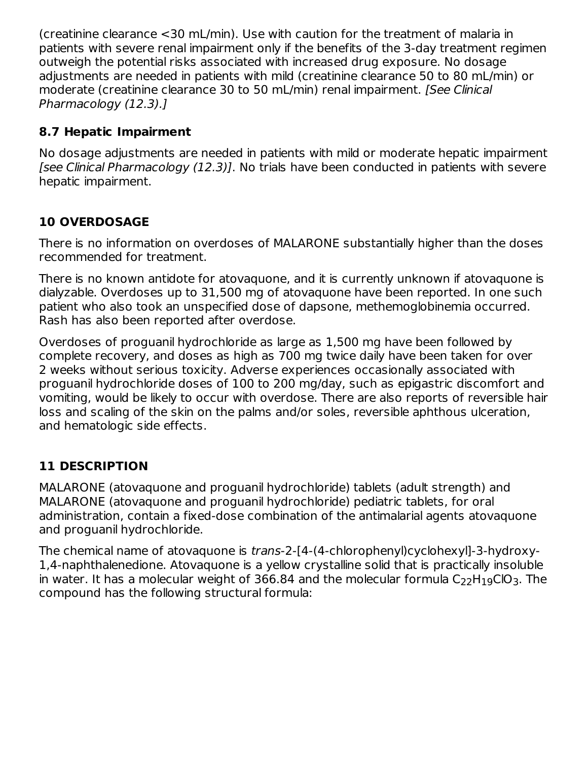(creatinine clearance <30 mL/min). Use with caution for the treatment of malaria in patients with severe renal impairment only if the benefits of the 3-day treatment regimen outweigh the potential risks associated with increased drug exposure. No dosage adjustments are needed in patients with mild (creatinine clearance 50 to 80 mL/min) or moderate (creatinine clearance 30 to 50 mL/min) renal impairment. *[See Clinical Pharmacology (12.3).]*

### 8.7 Hepatic Impairment

No dosage adjustments are needed in patients with mild or moderate hepatic impairment *[see Clinical Pharmacology (12.3)]*. No trials have been conducted in patients with severe hepatic impairment.

## 10 OVERDOSAGE

There is no information on overdoses of MALARONE substantially higher than the doses recommended for treatment.

There is no known antidote for atovaquone, and it is currently unknown if atovaquone is dialyzable. Overdoses up to 31,500 mg of atovaquone have been reported. In one such patient who also took an unspecified dose of dapsone, methemoglobinemia occurred. Rash has also been reported after overdose.

Overdoses of proguanil hydrochloride as large as 1,500 mg have been followed by complete recovery, and doses as high as 700 mg twice daily have been taken for over 2 weeks without serious toxicity. Adverse experiences occasionally associated with proguanil hydrochloride doses of 100 to 200 mg/day, such as epigastric discomfort and vomiting, would be likely to occur with overdose. There are also reports of reversible hair loss and scaling of the skin on the palms and/or soles, reversible aphthous ulceration, and hematologic side effects.

## 11 DESCRIPTION

MALARONE (atovaquone and proguanil hydrochloride) tablets (adult strength) and MALARONE (atovaquone and proguanil hydrochloride) pediatric tablets, for oral administration, contain a fixed-dose combination of the antimalarial agents atovaquone and proguanil hydrochloride.

The chemical name of atovaquone is *trans*-2-[4-(4-chlorophenyl)cyclohexyl]-3-hydroxy-1,4-naphthalenedione. Atovaquone is a yellow crystalline solid that is practically insoluble in water. It has a molecular weight of 366.84 and the molecular formula $C_{22}H_{19}ClO_3$. The compound has the following structural formula: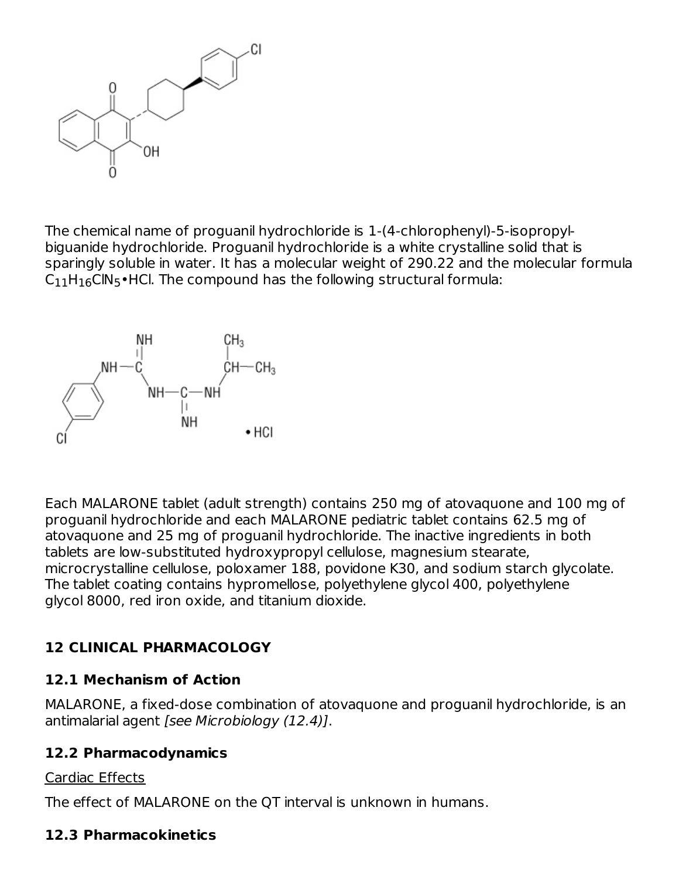The chemical name of proguanil hydrochloride is 1-(4-chlorophenyl)-5-isopropyl-biguanide hydrochloride. Proguanil hydrochloride is a white crystalline solid that is sparingly soluble in water. It has a molecular weight of 290.22 and the molecular formula $C_{11}H_{16}ClN_5$•HCl. The compound has the following structural formula:

Each MALARONE tablet (adult strength) contains 250 mg of atovaquone and 100 mg of proguanil hydrochloride and each MALARONE pediatric tablet contains 62.5 mg of atovaquone and 25 mg of proguanil hydrochloride. The inactive ingredients in both tablets are low-substituted hydroxypropyl cellulose, magnesium stearate, microcrystalline cellulose, poloxamer 188, povidone K30, and sodium starch glycolate. The tablet coating contains hypromellose, polyethylene glycol 400, polyethylene glycol 8000, red iron oxide, and titanium dioxide.

## 12 CLINICAL PHARMACOLOGY

### 12.1 Mechanism of Action

MALARONE, a fixed-dose combination of atovaquone and proguanil hydrochloride, is an antimalarial agent *[see Microbiology (12.4)]*.

### 12.2 Pharmacodynamics

Cardiac Effects

The effect of MALARONE on the QT interval is unknown in humans.

### 12.3 Pharmacokinetics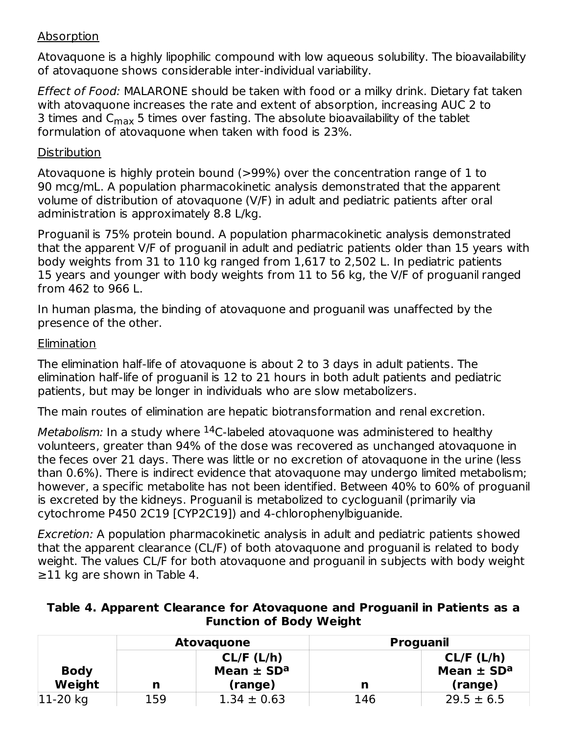Absorption

Atovaquone is a highly lipophilic compound with low aqueous solubility. The bioavailability of atovaquone shows considerable inter-individual variability.

*Effect of Food:* MALARONE should be taken with food or a milky drink. Dietary fat taken with atovaquone increases the rate and extent of absorption, increasing AUC 2 to 3 times and $C_{max}$ 5 times over fasting. The absolute bioavailability of the tablet formulation of atovaquone when taken with food is 23%.

Distribution

Atovaquone is highly protein bound (>99%) over the concentration range of 1 to 90 mcg/mL. A population pharmacokinetic analysis demonstrated that the apparent volume of distribution of atovaquone (V/F) in adult and pediatric patients after oral administration is approximately 8.8 L/kg.

Proguanil is 75% protein bound. A population pharmacokinetic analysis demonstrated that the apparent V/F of proguanil in adult and pediatric patients older than 15 years with body weights from 31 to 110 kg ranged from 1,617 to 2,502 L. In pediatric patients 15 years and younger with body weights from 11 to 56 kg, the V/F of proguanil ranged from 462 to 966 L.

In human plasma, the binding of atovaquone and proguanil was unaffected by the presence of the other.

Elimination

The elimination half-life of atovaquone is about 2 to 3 days in adult patients. The elimination half-life of proguanil is 12 to 21 hours in both adult patients and pediatric patients, but may be longer in individuals who are slow metabolizers.

The main routes of elimination are hepatic biotransformation and renal excretion.

*Metabolism:* In a study where $^{14}$C-labeled atovaquone was administered to healthy volunteers, greater than 94% of the dose was recovered as unchanged atovaquone in the feces over 21 days. There was little or no excretion of atovaquone in the urine (less than 0.6%). There is indirect evidence that atovaquone may undergo limited metabolism; however, a specific metabolite has not been identified. Between 40% to 60% of proguanil is excreted by the kidneys. Proguanil is metabolized to cycloguanil (primarily via cytochrome P450 2C19 [CYP2C19]) and 4-chlorophenylbiguanide.

*Excretion:* A population pharmacokinetic analysis in adult and pediatric patients showed that the apparent clearance (CL/F) of both atovaquone and proguanil is related to body weight. The values CL/F for both atovaquone and proguanil in subjects with body weight ≥11 kg are shown in Table 4.

**Table 4. Apparent Clearance for Atovaquone and Proguanil in Patients as a Function of Body Weight**

| | **Atovaquone** | | **Proguanil** | |
|---|---|---|---|---|
| **Body Weight** | **n** | **CL/F (L/h) Mean ± SD[a] (range)** | **n** | **CL/F (L/h) Mean ± SD[a] (range)** |
| 11-20 kg | 159 | 1.34 ± 0.63 | 146 | 29.5 ± 6.5 |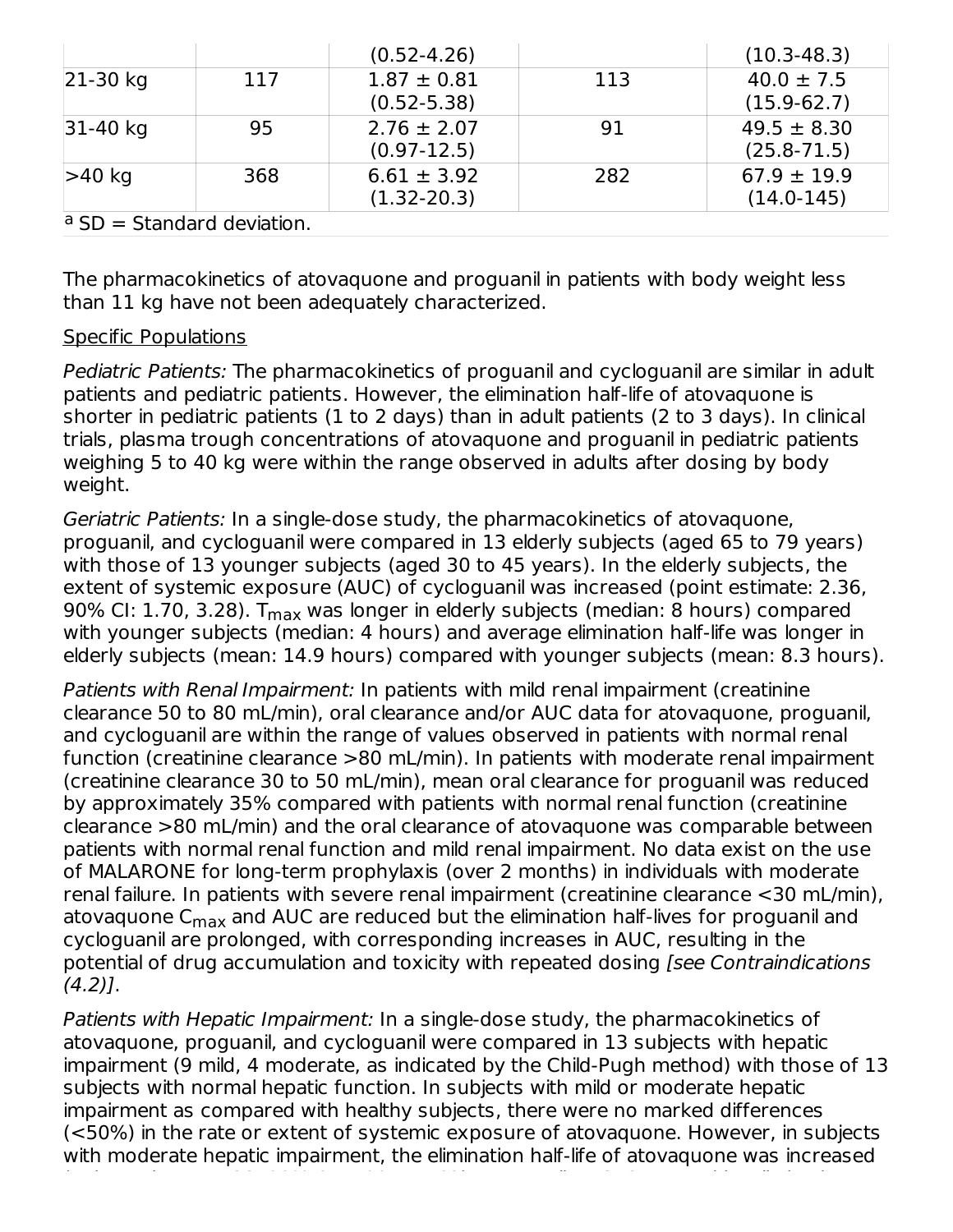| | | (0.52-4.26) | | (10.3-48.3) |
|---|---|---|---|---|
| 21-30 kg | 117 | 1.87 ± 0.81 (0.52-5.38) | 113 | 40.0 ± 7.5 (15.9-62.7) |
| 31-40 kg | 95 | 2.76 ± 2.07 (0.97-12.5) | 91 | 49.5 ± 8.30 (25.8-71.5) |
| >40 kg | 368 | 6.61 ± 3.92 (1.32-20.3) | 282 | 67.9 ± 19.9 (14.0-145) |

[a] SD = Standard deviation.

The pharmacokinetics of atovaquone and proguanil in patients with body weight less than 11 kg have not been adequately characterized.

Specific Populations

*Pediatric Patients:* The pharmacokinetics of proguanil and cycloguanil are similar in adult patients and pediatric patients. However, the elimination half-life of atovaquone is shorter in pediatric patients (1 to 2 days) than in adult patients (2 to 3 days). In clinical trials, plasma trough concentrations of atovaquone and proguanil in pediatric patients weighing 5 to 40 kg were within the range observed in adults after dosing by body weight.

*Geriatric Patients:* In a single-dose study, the pharmacokinetics of atovaquone, proguanil, and cycloguanil were compared in 13 elderly subjects (aged 65 to 79 years) with those of 13 younger subjects (aged 30 to 45 years). In the elderly subjects, the extent of systemic exposure (AUC) of cycloguanil was increased (point estimate: 2.36, 90% CI: 1.70, 3.28). $T_{max}$ was longer in elderly subjects (median: 8 hours) compared with younger subjects (median: 4 hours) and average elimination half-life was longer in elderly subjects (mean: 14.9 hours) compared with younger subjects (mean: 8.3 hours).

*Patients with Renal Impairment:* In patients with mild renal impairment (creatinine clearance 50 to 80 mL/min), oral clearance and/or AUC data for atovaquone, proguanil, and cycloguanil are within the range of values observed in patients with normal renal function (creatinine clearance >80 mL/min). In patients with moderate renal impairment (creatinine clearance 30 to 50 mL/min), mean oral clearance for proguanil was reduced by approximately 35% compared with patients with normal renal function (creatinine clearance >80 mL/min) and the oral clearance of atovaquone was comparable between patients with normal renal function and mild renal impairment. No data exist on the use of MALARONE for long-term prophylaxis (over 2 months) in individuals with moderate renal failure. In patients with severe renal impairment (creatinine clearance <30 mL/min), atovaquone $C_{max}$ and AUC are reduced but the elimination half-lives for proguanil and cycloguanil are prolonged, with corresponding increases in AUC, resulting in the potential of drug accumulation and toxicity with repeated dosing *[see Contraindications (4.2)]*.

*Patients with Hepatic Impairment:* In a single-dose study, the pharmacokinetics of atovaquone, proguanil, and cycloguanil were compared in 13 subjects with hepatic impairment (9 mild, 4 moderate, as indicated by the Child-Pugh method) with those of 13 subjects with normal hepatic function. In subjects with mild or moderate hepatic impairment as compared with healthy subjects, there were no marked differences (<50%) in the rate or extent of systemic exposure of atovaquone. However, in subjects with moderate hepatic impairment, the elimination half-life of atovaquone was increased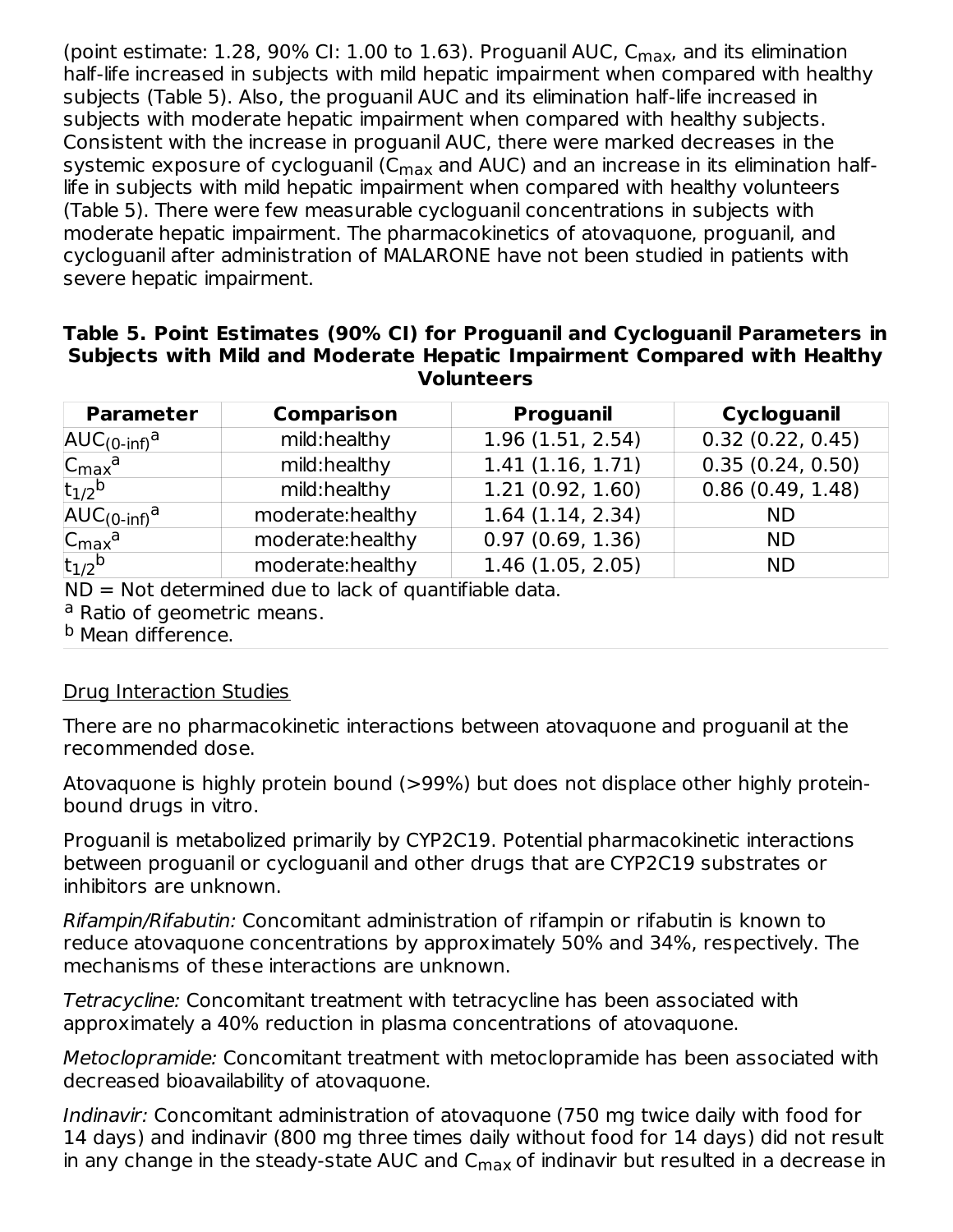(point estimate: 1.28, 90% CI: 1.00 to 1.63). Proguanil AUC, $C_{max}$, and its elimination half-life increased in subjects with mild hepatic impairment when compared with healthy subjects (Table 5). Also, the proguanil AUC and its elimination half-life increased in subjects with moderate hepatic impairment when compared with healthy subjects. Consistent with the increase in proguanil AUC, there were marked decreases in the systemic exposure of cycloguanil ($C_{max}$ and AUC) and an increase in its elimination half-life in subjects with mild hepatic impairment when compared with healthy volunteers (Table 5). There were few measurable cycloguanil concentrations in subjects with moderate hepatic impairment. The pharmacokinetics of atovaquone, proguanil, and cycloguanil after administration of MALARONE have not been studied in patients with severe hepatic impairment.

**Table 5. Point Estimates (90% CI) for Proguanil and Cycloguanil Parameters in Subjects with Mild and Moderate Hepatic Impairment Compared with Healthy Volunteers**

| Parameter | Comparison | Proguanil | Cycloguanil |
|---|---|---|---|
| $AUC_{(0\text{-inf})}$[a] | mild:healthy | 1.96 (1.51, 2.54) | 0.32 (0.22, 0.45) |
| $C_{max}$[a] | mild:healthy | 1.41 (1.16, 1.71) | 0.35 (0.24, 0.50) |
| $t_{1/2}$[b] | mild:healthy | 1.21 (0.92, 1.60) | 0.86 (0.49, 1.48) |
| $AUC_{(0\text{-inf})}$[a] | moderate:healthy | 1.64 (1.14, 2.34) | ND |
| $C_{max}$[a] | moderate:healthy | 0.97 (0.69, 1.36) | ND |
| $t_{1/2}$[b] | moderate:healthy | 1.46 (1.05, 2.05) | ND |

ND = Not determined due to lack of quantifiable data.
[a] Ratio of geometric means.
[b] Mean difference.

Drug Interaction Studies

There are no pharmacokinetic interactions between atovaquone and proguanil at the recommended dose.

Atovaquone is highly protein bound (>99%) but does not displace other highly protein-bound drugs in vitro.

Proguanil is metabolized primarily by CYP2C19. Potential pharmacokinetic interactions between proguanil or cycloguanil and other drugs that are CYP2C19 substrates or inhibitors are unknown.

*Rifampin/Rifabutin:* Concomitant administration of rifampin or rifabutin is known to reduce atovaquone concentrations by approximately 50% and 34%, respectively. The mechanisms of these interactions are unknown.

*Tetracycline:* Concomitant treatment with tetracycline has been associated with approximately a 40% reduction in plasma concentrations of atovaquone.

*Metoclopramide:* Concomitant treatment with metoclopramide has been associated with decreased bioavailability of atovaquone.

*Indinavir:* Concomitant administration of atovaquone (750 mg twice daily with food for 14 days) and indinavir (800 mg three times daily without food for 14 days) did not result in any change in the steady-state AUC and $C_{max}$ of indinavir but resulted in a decrease in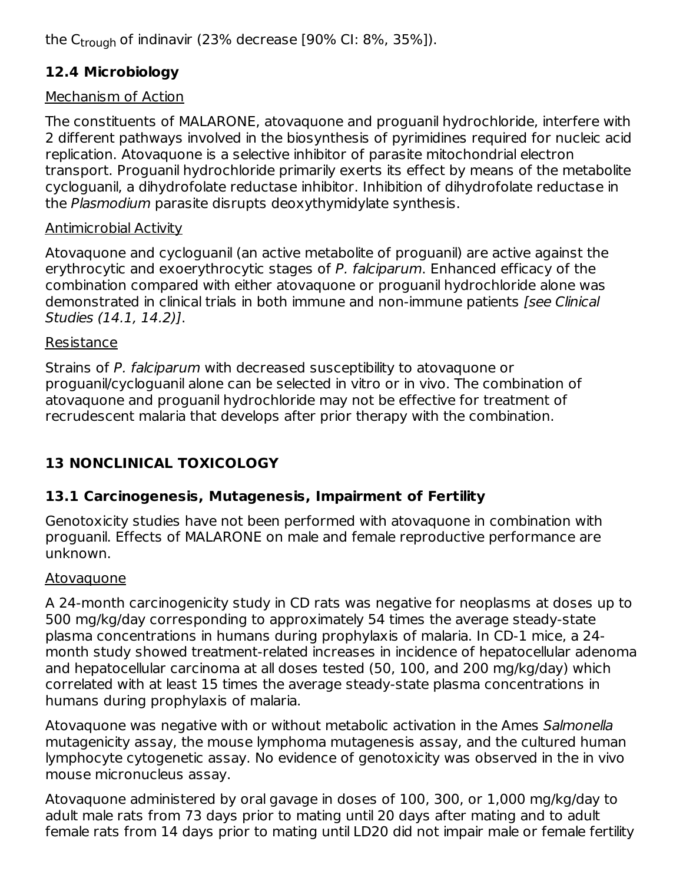the $C_{trough}$ of indinavir (23% decrease [90% CI: 8%, 35%]).

### 12.4 Microbiology

Mechanism of Action

The constituents of MALARONE, atovaquone and proguanil hydrochloride, interfere with 2 different pathways involved in the biosynthesis of pyrimidines required for nucleic acid replication. Atovaquone is a selective inhibitor of parasite mitochondrial electron transport. Proguanil hydrochloride primarily exerts its effect by means of the metabolite cycloguanil, a dihydrofolate reductase inhibitor. Inhibition of dihydrofolate reductase in the *Plasmodium* parasite disrupts deoxythymidylate synthesis.

Antimicrobial Activity

Atovaquone and cycloguanil (an active metabolite of proguanil) are active against the erythrocytic and exoerythrocytic stages of *P. falciparum*. Enhanced efficacy of the combination compared with either atovaquone or proguanil hydrochloride alone was demonstrated in clinical trials in both immune and non-immune patients *[see Clinical Studies (14.1, 14.2)]*.

Resistance

Strains of *P. falciparum* with decreased susceptibility to atovaquone or proguanil/cycloguanil alone can be selected in vitro or in vivo. The combination of atovaquone and proguanil hydrochloride may not be effective for treatment of recrudescent malaria that develops after prior therapy with the combination.

## 13 NONCLINICAL TOXICOLOGY

### 13.1 Carcinogenesis, Mutagenesis, Impairment of Fertility

Genotoxicity studies have not been performed with atovaquone in combination with proguanil. Effects of MALARONE on male and female reproductive performance are unknown.

Atovaquone

A 24-month carcinogenicity study in CD rats was negative for neoplasms at doses up to 500 mg/kg/day corresponding to approximately 54 times the average steady-state plasma concentrations in humans during prophylaxis of malaria. In CD-1 mice, a 24-month study showed treatment-related increases in incidence of hepatocellular adenoma and hepatocellular carcinoma at all doses tested (50, 100, and 200 mg/kg/day) which correlated with at least 15 times the average steady-state plasma concentrations in humans during prophylaxis of malaria.

Atovaquone was negative with or without metabolic activation in the Ames *Salmonella* mutagenicity assay, the mouse lymphoma mutagenesis assay, and the cultured human lymphocyte cytogenetic assay. No evidence of genotoxicity was observed in the in vivo mouse micronucleus assay.

Atovaquone administered by oral gavage in doses of 100, 300, or 1,000 mg/kg/day to adult male rats from 73 days prior to mating until 20 days after mating and to adult female rats from 14 days prior to mating until LD20 did not impair male or female fertility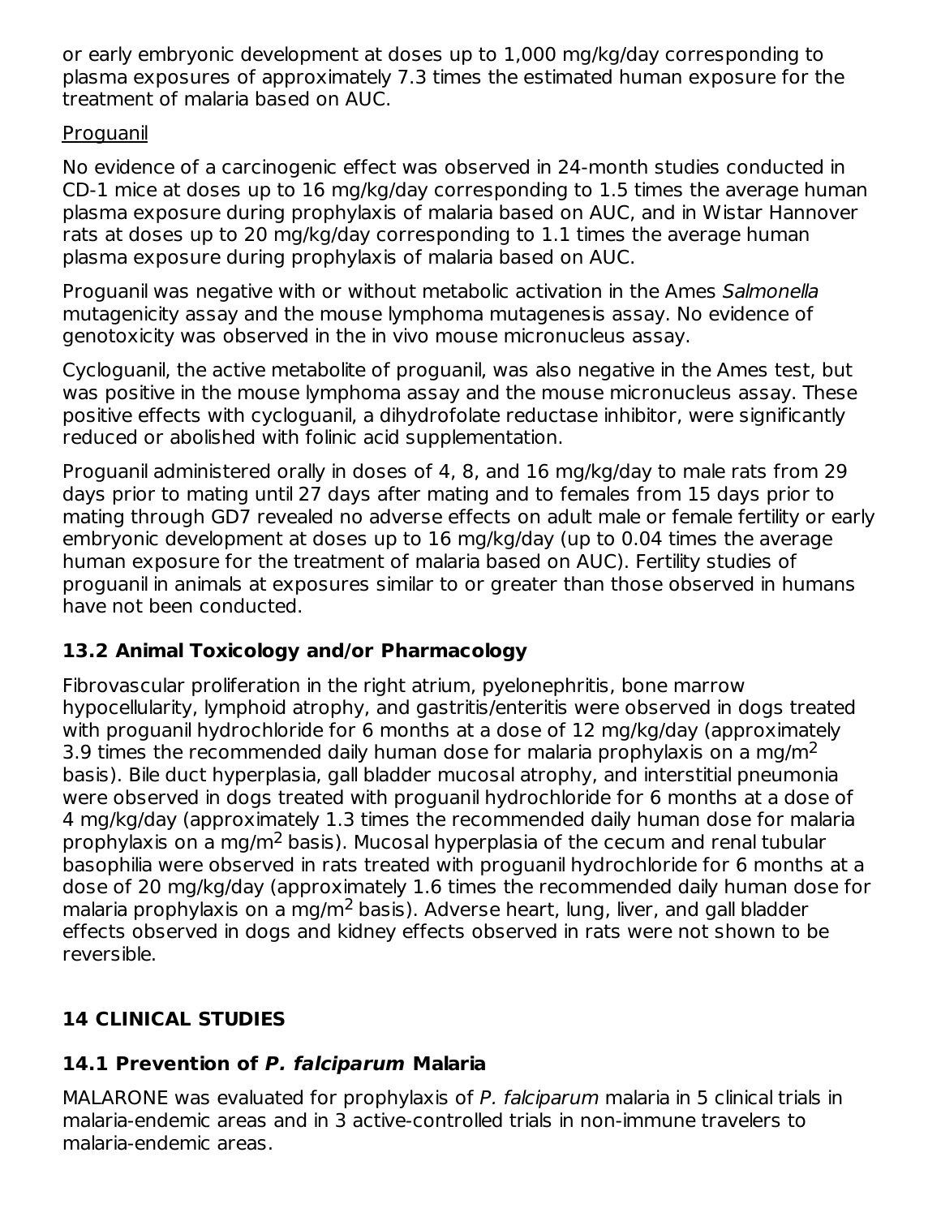or early embryonic development at doses up to 1,000 mg/kg/day corresponding to plasma exposures of approximately 7.3 times the estimated human exposure for the treatment of malaria based on AUC.

Proguanil

No evidence of a carcinogenic effect was observed in 24-month studies conducted in CD-1 mice at doses up to 16 mg/kg/day corresponding to 1.5 times the average human plasma exposure during prophylaxis of malaria based on AUC, and in Wistar Hannover rats at doses up to 20 mg/kg/day corresponding to 1.1 times the average human plasma exposure during prophylaxis of malaria based on AUC.

Proguanil was negative with or without metabolic activation in the Ames *Salmonella* mutagenicity assay and the mouse lymphoma mutagenesis assay. No evidence of genotoxicity was observed in the in vivo mouse micronucleus assay.

Cycloguanil, the active metabolite of proguanil, was also negative in the Ames test, but was positive in the mouse lymphoma assay and the mouse micronucleus assay. These positive effects with cycloguanil, a dihydrofolate reductase inhibitor, were significantly reduced or abolished with folinic acid supplementation.

Proguanil administered orally in doses of 4, 8, and 16 mg/kg/day to male rats from 29 days prior to mating until 27 days after mating and to females from 15 days prior to mating through GD7 revealed no adverse effects on adult male or female fertility or early embryonic development at doses up to 16 mg/kg/day (up to 0.04 times the average human exposure for the treatment of malaria based on AUC). Fertility studies of proguanil in animals at exposures similar to or greater than those observed in humans have not been conducted.

### 13.2 Animal Toxicology and/or Pharmacology

Fibrovascular proliferation in the right atrium, pyelonephritis, bone marrow hypocellularity, lymphoid atrophy, and gastritis/enteritis were observed in dogs treated with proguanil hydrochloride for 6 months at a dose of 12 mg/kg/day (approximately 3.9 times the recommended daily human dose for malaria prophylaxis on a mg/$m^2$ basis). Bile duct hyperplasia, gall bladder mucosal atrophy, and interstitial pneumonia were observed in dogs treated with proguanil hydrochloride for 6 months at a dose of 4 mg/kg/day (approximately 1.3 times the recommended daily human dose for malaria prophylaxis on a mg/$m^2$ basis). Mucosal hyperplasia of the cecum and renal tubular basophilia were observed in rats treated with proguanil hydrochloride for 6 months at a dose of 20 mg/kg/day (approximately 1.6 times the recommended daily human dose for malaria prophylaxis on a mg/$m^2$ basis). Adverse heart, lung, liver, and gall bladder effects observed in dogs and kidney effects observed in rats were not shown to be reversible.

## 14 CLINICAL STUDIES

### 14.1 Prevention of *P. falciparum* Malaria

MALARONE was evaluated for prophylaxis of *P. falciparum* malaria in 5 clinical trials in malaria-endemic areas and in 3 active-controlled trials in non-immune travelers to malaria-endemic areas.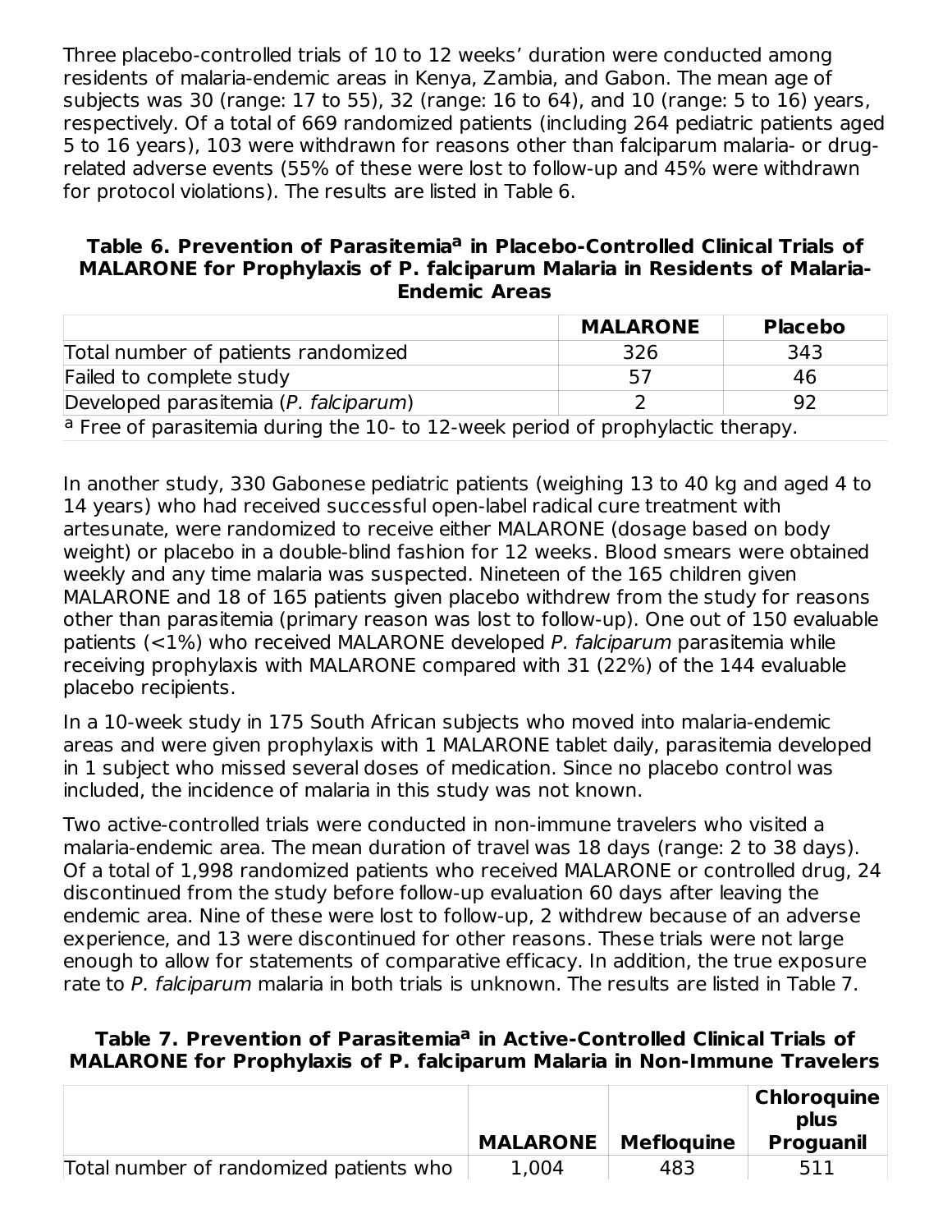Three placebo-controlled trials of 10 to 12 weeks' duration were conducted among residents of malaria-endemic areas in Kenya, Zambia, and Gabon. The mean age of subjects was 30 (range: 17 to 55), 32 (range: 16 to 64), and 10 (range: 5 to 16) years, respectively. Of a total of 669 randomized patients (including 264 pediatric patients aged 5 to 16 years), 103 were withdrawn for reasons other than falciparum malaria- or drug-related adverse events (55% of these were lost to follow-up and 45% were withdrawn for protocol violations). The results are listed in Table 6.

**Table 6. Prevention of Parasitemia[a] in Placebo-Controlled Clinical Trials of MALARONE for Prophylaxis of P. falciparum Malaria in Residents of Malaria-Endemic Areas**

| | MALARONE | Placebo |
|---|---|---|
| Total number of patients randomized | 326 | 343 |
| Failed to complete study | 57 | 46 |
| Developed parasitemia (*P. falciparum*) | 2 | 92 |

[a] Free of parasitemia during the 10- to 12-week period of prophylactic therapy.

In another study, 330 Gabonese pediatric patients (weighing 13 to 40 kg and aged 4 to 14 years) who had received successful open-label radical cure treatment with artesunate, were randomized to receive either MALARONE (dosage based on body weight) or placebo in a double-blind fashion for 12 weeks. Blood smears were obtained weekly and any time malaria was suspected. Nineteen of the 165 children given MALARONE and 18 of 165 patients given placebo withdrew from the study for reasons other than parasitemia (primary reason was lost to follow-up). One out of 150 evaluable patients (<1%) who received MALARONE developed *P. falciparum* parasitemia while receiving prophylaxis with MALARONE compared with 31 (22%) of the 144 evaluable placebo recipients.

In a 10-week study in 175 South African subjects who moved into malaria-endemic areas and were given prophylaxis with 1 MALARONE tablet daily, parasitemia developed in 1 subject who missed several doses of medication. Since no placebo control was included, the incidence of malaria in this study was not known.

Two active-controlled trials were conducted in non-immune travelers who visited a malaria-endemic area. The mean duration of travel was 18 days (range: 2 to 38 days). Of a total of 1,998 randomized patients who received MALARONE or controlled drug, 24 discontinued from the study before follow-up evaluation 60 days after leaving the endemic area. Nine of these were lost to follow-up, 2 withdrew because of an adverse experience, and 13 were discontinued for other reasons. These trials were not large enough to allow for statements of comparative efficacy. In addition, the true exposure rate to *P. falciparum* malaria in both trials is unknown. The results are listed in Table 7.

**Table 7. Prevention of Parasitemia[a] in Active-Controlled Clinical Trials of MALARONE for Prophylaxis of P. falciparum Malaria in Non-Immune Travelers**

| | MALARONE | Mefloquine | Chloroquine plus Proguanil |
|---|---|---|---|
| Total number of randomized patients who | 1,004 | 483 | 511 |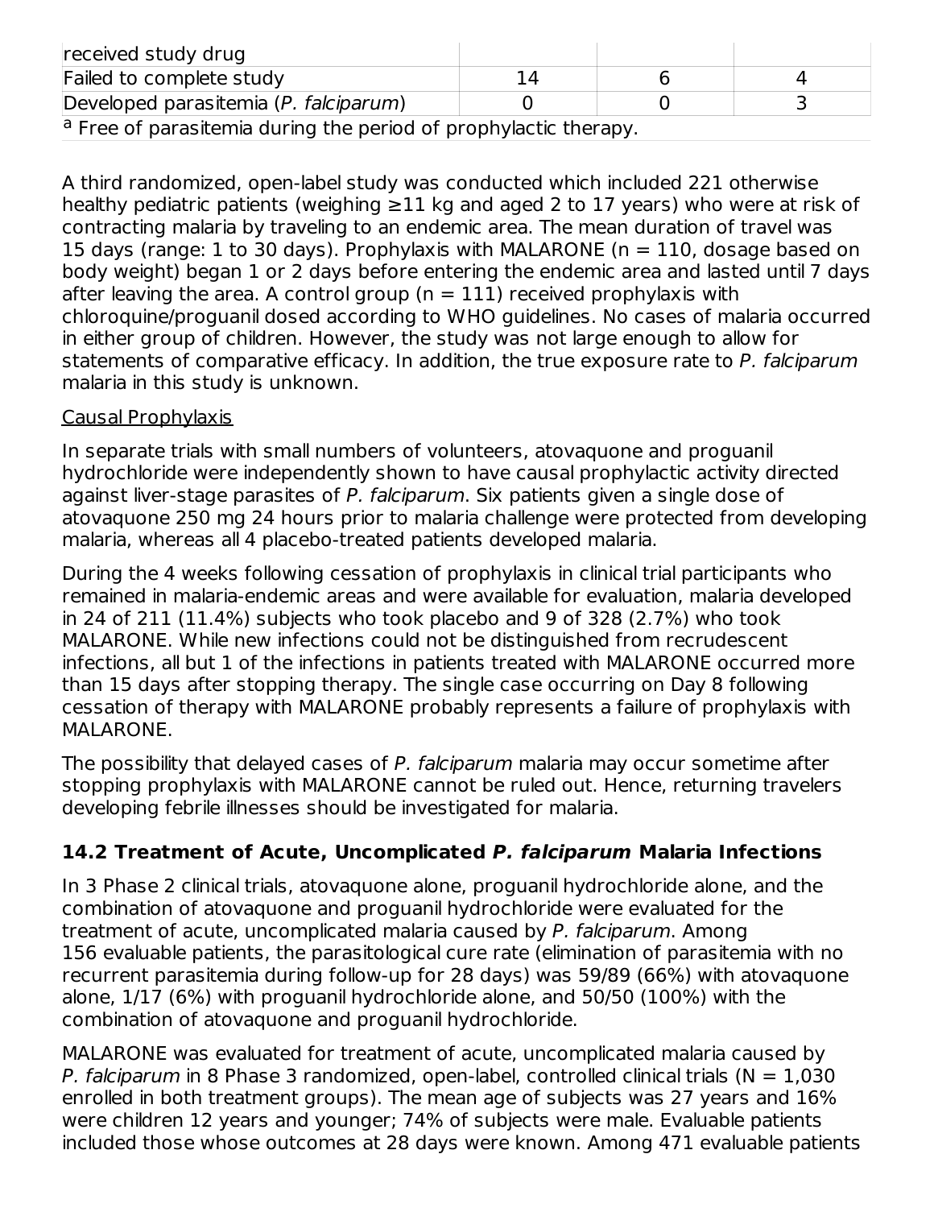| received study drug | | | |
|---|---|---|---|
| Failed to complete study | 14 | 6 | 4 |
| Developed parasitemia (*P. falciparum*) | 0 | 0 | 3 |

[a] Free of parasitemia during the period of prophylactic therapy.

A third randomized, open-label study was conducted which included 221 otherwise healthy pediatric patients (weighing ≥11 kg and aged 2 to 17 years) who were at risk of contracting malaria by traveling to an endemic area. The mean duration of travel was 15 days (range: 1 to 30 days). Prophylaxis with MALARONE (n = 110, dosage based on body weight) began 1 or 2 days before entering the endemic area and lasted until 7 days after leaving the area. A control group (n = 111) received prophylaxis with chloroquine/proguanil dosed according to WHO guidelines. No cases of malaria occurred in either group of children. However, the study was not large enough to allow for statements of comparative efficacy. In addition, the true exposure rate to *P. falciparum* malaria in this study is unknown.

Causal Prophylaxis

In separate trials with small numbers of volunteers, atovaquone and proguanil hydrochloride were independently shown to have causal prophylactic activity directed against liver-stage parasites of *P. falciparum*. Six patients given a single dose of atovaquone 250 mg 24 hours prior to malaria challenge were protected from developing malaria, whereas all 4 placebo-treated patients developed malaria.

During the 4 weeks following cessation of prophylaxis in clinical trial participants who remained in malaria-endemic areas and were available for evaluation, malaria developed in 24 of 211 (11.4%) subjects who took placebo and 9 of 328 (2.7%) who took MALARONE. While new infections could not be distinguished from recrudescent infections, all but 1 of the infections in patients treated with MALARONE occurred more than 15 days after stopping therapy. The single case occurring on Day 8 following cessation of therapy with MALARONE probably represents a failure of prophylaxis with MALARONE.

The possibility that delayed cases of *P. falciparum* malaria may occur sometime after stopping prophylaxis with MALARONE cannot be ruled out. Hence, returning travelers developing febrile illnesses should be investigated for malaria.

### 14.2 Treatment of Acute, Uncomplicated *P. falciparum* Malaria Infections

In 3 Phase 2 clinical trials, atovaquone alone, proguanil hydrochloride alone, and the combination of atovaquone and proguanil hydrochloride were evaluated for the treatment of acute, uncomplicated malaria caused by *P. falciparum*. Among 156 evaluable patients, the parasitological cure rate (elimination of parasitemia with no recurrent parasitemia during follow-up for 28 days) was 59/89 (66%) with atovaquone alone, 1/17 (6%) with proguanil hydrochloride alone, and 50/50 (100%) with the combination of atovaquone and proguanil hydrochloride.

MALARONE was evaluated for treatment of acute, uncomplicated malaria caused by *P. falciparum* in 8 Phase 3 randomized, open-label, controlled clinical trials (N = 1,030 enrolled in both treatment groups). The mean age of subjects was 27 years and 16% were children 12 years and younger; 74% of subjects were male. Evaluable patients included those whose outcomes at 28 days were known. Among 471 evaluable patients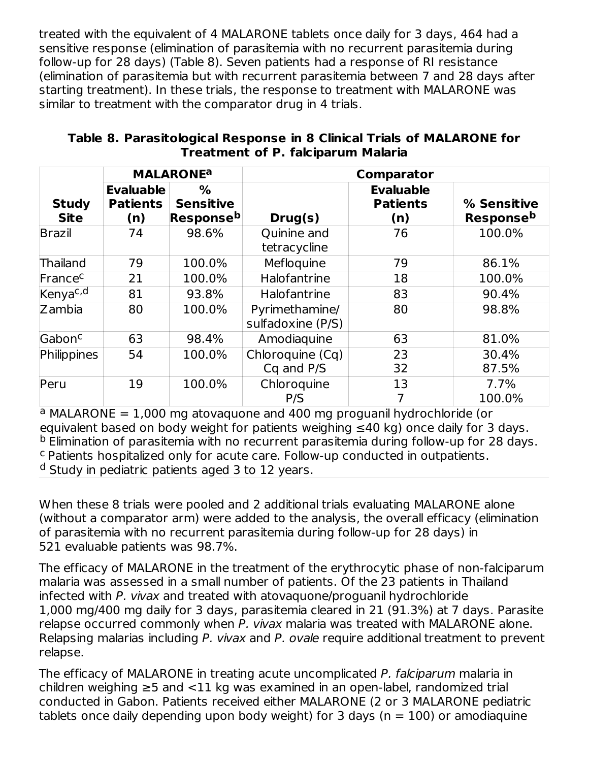treated with the equivalent of 4 MALARONE tablets once daily for 3 days, 464 had a sensitive response (elimination of parasitemia with no recurrent parasitemia during follow-up for 28 days) (Table 8). Seven patients had a response of RI resistance (elimination of parasitemia but with recurrent parasitemia between 7 and 28 days after starting treatment). In these trials, the response to treatment with MALARONE was similar to treatment with the comparator drug in 4 trials.

**Table 8. Parasitological Response in 8 Clinical Trials of MALARONE for Treatment of P. falciparum Malaria**

| | MALARONE[a] | | Comparator | | |
|---|---|---|---|---|---|
| **Study Site** | **Evaluable Patients (n)** | **% Sensitive Response[b]** | **Drug(s)** | **Evaluable Patients (n)** | **% Sensitive Response[b]** |
| Brazil | 74 | 98.6% | Quinine and tetracycline | 76 | 100.0% |
| Thailand | 79 | 100.0% | Mefloquine | 79 | 86.1% |
| France[c] | 21 | 100.0% | Halofantrine | 18 | 100.0% |
| Kenya[c,d] | 81 | 93.8% | Halofantrine | 83 | 90.4% |
| Zambia | 80 | 100.0% | Pyrimethamine/ sulfadoxine (P/S) | 80 | 98.8% |
| Gabon[c] | 63 | 98.4% | Amodiaquine | 63 | 81.0% |
| Philippines | 54 | 100.0% | Chloroquine (Cq)<br>Cq and P/S | 23<br>32 | 30.4%<br>87.5% |
| Peru | 19 | 100.0% | Chloroquine<br>P/S | 13<br>7 | 7.7%<br>100.0% |

[a] MALARONE = 1,000 mg atovaquone and 400 mg proguanil hydrochloride (or equivalent based on body weight for patients weighing ≤40 kg) once daily for 3 days.
[b] Elimination of parasitemia with no recurrent parasitemia during follow-up for 28 days.
[c] Patients hospitalized only for acute care. Follow-up conducted in outpatients.
[d] Study in pediatric patients aged 3 to 12 years.

When these 8 trials were pooled and 2 additional trials evaluating MALARONE alone (without a comparator arm) were added to the analysis, the overall efficacy (elimination of parasitemia with no recurrent parasitemia during follow-up for 28 days) in 521 evaluable patients was 98.7%.

The efficacy of MALARONE in the treatment of the erythrocytic phase of non-falciparum malaria was assessed in a small number of patients. Of the 23 patients in Thailand infected with *P. vivax* and treated with atovaquone/proguanil hydrochloride 1,000 mg/400 mg daily for 3 days, parasitemia cleared in 21 (91.3%) at 7 days. Parasite relapse occurred commonly when *P. vivax* malaria was treated with MALARONE alone. Relapsing malarias including *P. vivax* and *P. ovale* require additional treatment to prevent relapse.

The efficacy of MALARONE in treating acute uncomplicated *P. falciparum* malaria in children weighing ≥5 and <11 kg was examined in an open-label, randomized trial conducted in Gabon. Patients received either MALARONE (2 or 3 MALARONE pediatric tablets once daily depending upon body weight) for 3 days (n = 100) or amodiaquine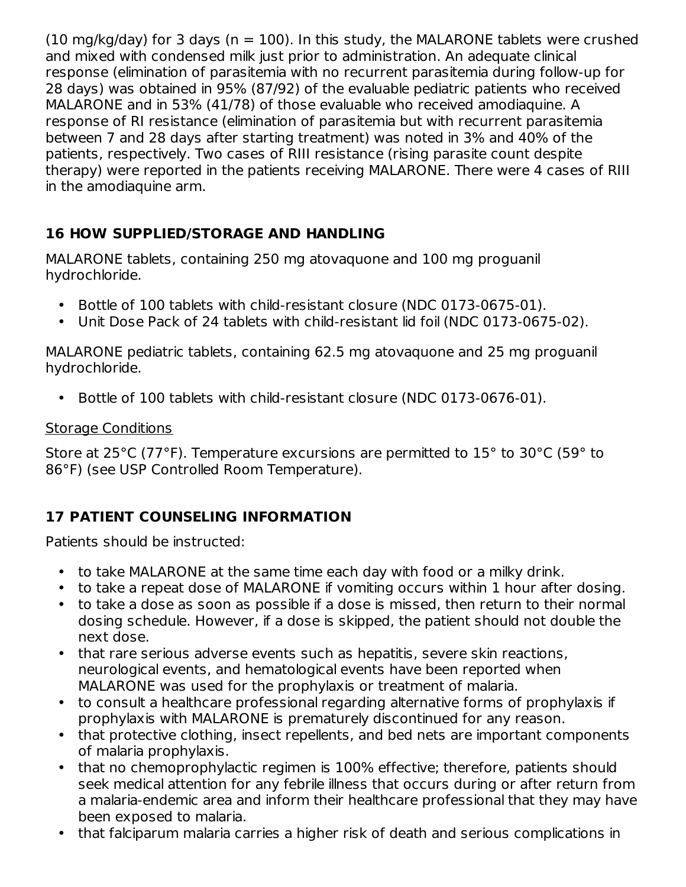(10 mg/kg/day) for 3 days (n = 100). In this study, the MALARONE tablets were crushed and mixed with condensed milk just prior to administration. An adequate clinical response (elimination of parasitemia with no recurrent parasitemia during follow-up for 28 days) was obtained in 95% (87/92) of the evaluable pediatric patients who received MALARONE and in 53% (41/78) of those evaluable who received amodiaquine. A response of RI resistance (elimination of parasitemia but with recurrent parasitemia between 7 and 28 days after starting treatment) was noted in 3% and 40% of the patients, respectively. Two cases of RIII resistance (rising parasite count despite therapy) were reported in the patients receiving MALARONE. There were 4 cases of RIII in the amodiaquine arm.

## 16 HOW SUPPLIED/STORAGE AND HANDLING

MALARONE tablets, containing 250 mg atovaquone and 100 mg proguanil hydrochloride.

- Bottle of 100 tablets with child-resistant closure (NDC 0173-0675-01).
- Unit Dose Pack of 24 tablets with child-resistant lid foil (NDC 0173-0675-02).

MALARONE pediatric tablets, containing 62.5 mg atovaquone and 25 mg proguanil hydrochloride.

- Bottle of 100 tablets with child-resistant closure (NDC 0173-0676-01).

Storage Conditions

Store at 25°C (77°F). Temperature excursions are permitted to 15° to 30°C (59° to 86°F) (see USP Controlled Room Temperature).

## 17 PATIENT COUNSELING INFORMATION

Patients should be instructed:

- to take MALARONE at the same time each day with food or a milky drink.
- to take a repeat dose of MALARONE if vomiting occurs within 1 hour after dosing.
- to take a dose as soon as possible if a dose is missed, then return to their normal dosing schedule. However, if a dose is skipped, the patient should not double the next dose.
- that rare serious adverse events such as hepatitis, severe skin reactions, neurological events, and hematological events have been reported when MALARONE was used for the prophylaxis or treatment of malaria.
- to consult a healthcare professional regarding alternative forms of prophylaxis if prophylaxis with MALARONE is prematurely discontinued for any reason.
- that protective clothing, insect repellents, and bed nets are important components of malaria prophylaxis.
- that no chemoprophylactic regimen is 100% effective; therefore, patients should seek medical attention for any febrile illness that occurs during or after return from a malaria-endemic area and inform their healthcare professional that they may have been exposed to malaria.
- that falciparum malaria carries a higher risk of death and serious complications in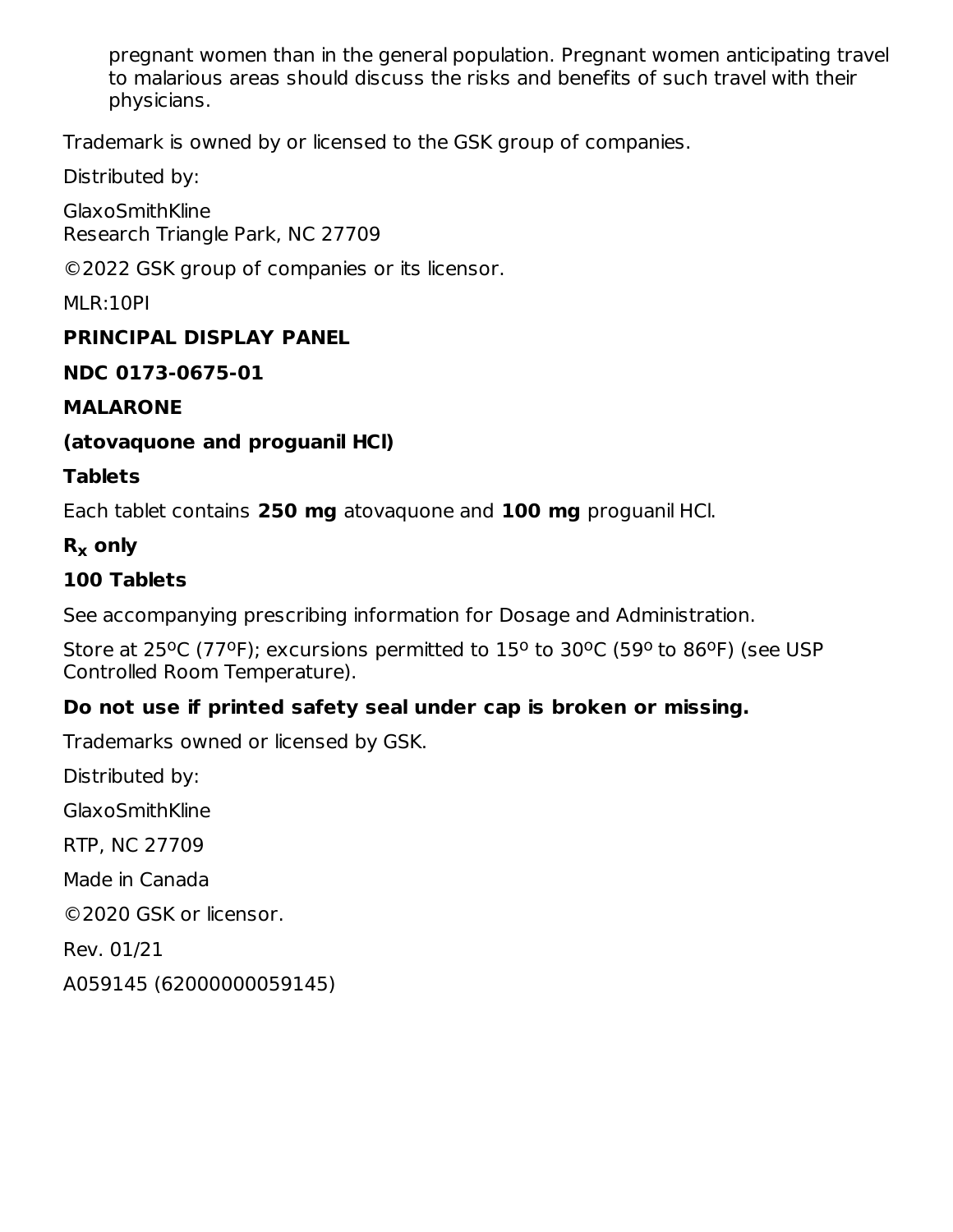pregnant women than in the general population. Pregnant women anticipating travel to malarious areas should discuss the risks and benefits of such travel with their physicians.

Trademark is owned by or licensed to the GSK group of companies.

Distributed by:

GlaxoSmithKline
Research Triangle Park, NC 27709

©2022 GSK group of companies or its licensor.

MLR:10PI

**PRINCIPAL DISPLAY PANEL**

**NDC 0173-0675-01**

**MALARONE**

**(atovaquone and proguanil HCl)**

**Tablets**

Each tablet contains **250 mg** atovaquone and **100 mg** proguanil HCl.

**$R_x$ only**

**100 Tablets**

See accompanying prescribing information for Dosage and Administration.

Store at 25ºC (77ºF); excursions permitted to 15º to 30ºC (59º to 86ºF) (see USP Controlled Room Temperature).

**Do not use if printed safety seal under cap is broken or missing.**

Trademarks owned or licensed by GSK.

Distributed by:

GlaxoSmithKline

RTP, NC 27709

Made in Canada

©2020 GSK or licensor.

Rev. 01/21

A059145 (62000000059145)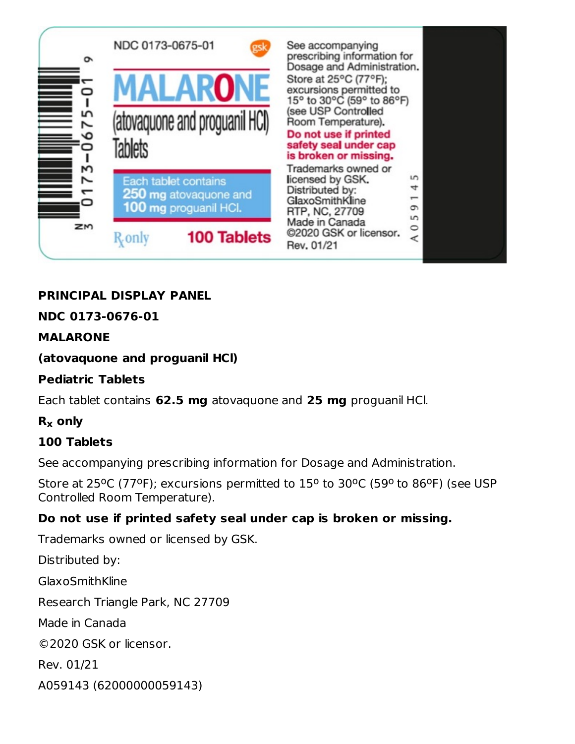NDC 0173-0675-01

MALARONE

(atovaquone and proguanil HCl)

Tablets

Each tablet contains 250 mg atovaquone and 100 mg proguanil HCl.

Rx only

100 Tablets

See accompanying prescribing information for Dosage and Administration.

Store at 25°C (77°F); excursions permitted to 15° to 30°C (59° to 86°F) (see USP Controlled Room Temperature).

**Do not use if printed safety seal under cap is broken or missing.**

Trademarks owned or licensed by GSK.

Distributed by:

GlaxoSmithKline

RTP, NC, 27709

Made in Canada

©2020 GSK or licensor.

Rev. 01/21

A059145

N 3 0173-0675-01 9

**PRINCIPAL DISPLAY PANEL**

**NDC 0173-0676-01**

**MALARONE**

**(atovaquone and proguanil HCl)**

**Pediatric Tablets**

Each tablet contains **62.5 mg** atovaquone and **25 mg** proguanil HCl.

**$R_x$ only**

**100 Tablets**

See accompanying prescribing information for Dosage and Administration.

Store at 25ºC (77ºF); excursions permitted to 15º to 30ºC (59º to 86ºF) (see USP Controlled Room Temperature).

**Do not use if printed safety seal under cap is broken or missing.**

Trademarks owned or licensed by GSK.

Distributed by:

GlaxoSmithKline

Research Triangle Park, NC 27709

Made in Canada

©2020 GSK or licensor.

Rev. 01/21

A059143 (62000000059143)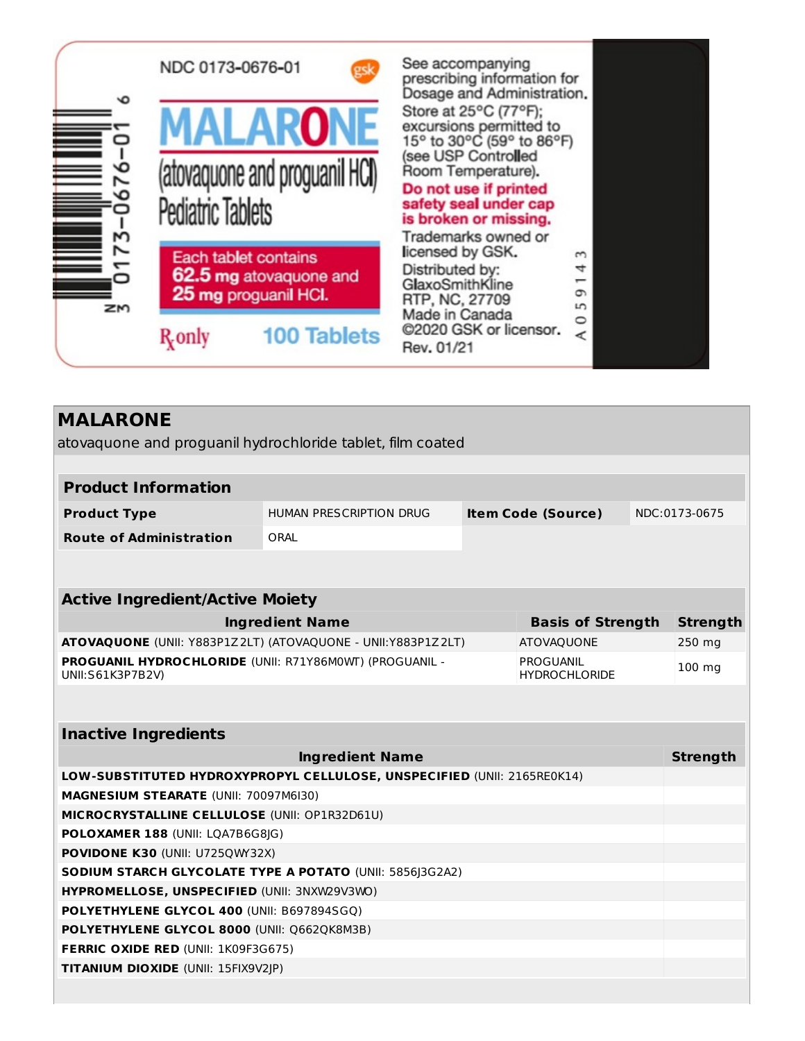NDC 0173-0676-01

**MALARONE**

(atovaquone and proguanil HCl)
Pediatric Tablets

Each tablet contains
**62.5 mg** atovaquone and
**25 mg** proguanil HCl.

Rx only 100 Tablets

See accompanying prescribing information for Dosage and Administration.

Store at 25°C (77°F); excursions permitted to 15° to 30°C (59° to 86°F) (see USP Controlled Room Temperature).

**Do not use if printed safety seal under cap is broken or missing.**

Trademarks owned or licensed by GSK.

Distributed by:
GlaxoSmithKline
RTP, NC, 27709
Made in Canada
©2020 GSK or licensor.
Rev. 01/21

A059143

N 3 0173-0676-01 6

## MALARONE

atovaquone and proguanil hydrochloride tablet, film coated

| Product Information | | | |
|---|---|---|---|
| **Product Type** | HUMAN PRESCRIPTION DRUG | **Item Code (Source)** | NDC:0173-0675 |
| **Route of Administration** | ORAL | | |

| Active Ingredient/Active Moiety | | |
|---|---|---|
| **Ingredient Name** | **Basis of Strength** | **Strength** |
| **ATOVAQUONE** (UNII: Y883P1Z2LT) (ATOVAQUONE - UNII:Y883P1Z2LT) | ATOVAQUONE | 250 mg |
| **PROGUANIL HYDROCHLORIDE** (UNII: R71Y86M0WT) (PROGUANIL - UNII:S61K3P7B2V) | PROGUANIL HYDROCHLORIDE | 100 mg |

| Inactive Ingredients | |
|---|---|
| **Ingredient Name** | **Strength** |
| **LOW-SUBSTITUTED HYDROXYPROPYL CELLULOSE, UNSPECIFIED** (UNII: 2165RE0K14) | |
| **MAGNESIUM STEARATE** (UNII: 70097M6I30) | |
| **MICROCRYSTALLINE CELLULOSE** (UNII: OP1R32D61U) | |
| **POLOXAMER 188** (UNII: LQA7B6G8JG) | |
| **POVIDONE K30** (UNII: U725QWY32X) | |
| **SODIUM STARCH GLYCOLATE TYPE A POTATO** (UNII: 5856J3G2A2) | |
| **HYPROMELLOSE, UNSPECIFIED** (UNII: 3NXW29V3WO) | |
| **POLYETHYLENE GLYCOL 400** (UNII: B697894SGQ) | |
| **POLYETHYLENE GLYCOL 8000** (UNII: Q662QK8M3B) | |
| **FERRIC OXIDE RED** (UNII: 1K09F3G675) | |
| **TITANIUM DIOXIDE** (UNII: 15FIX9V2JP) | |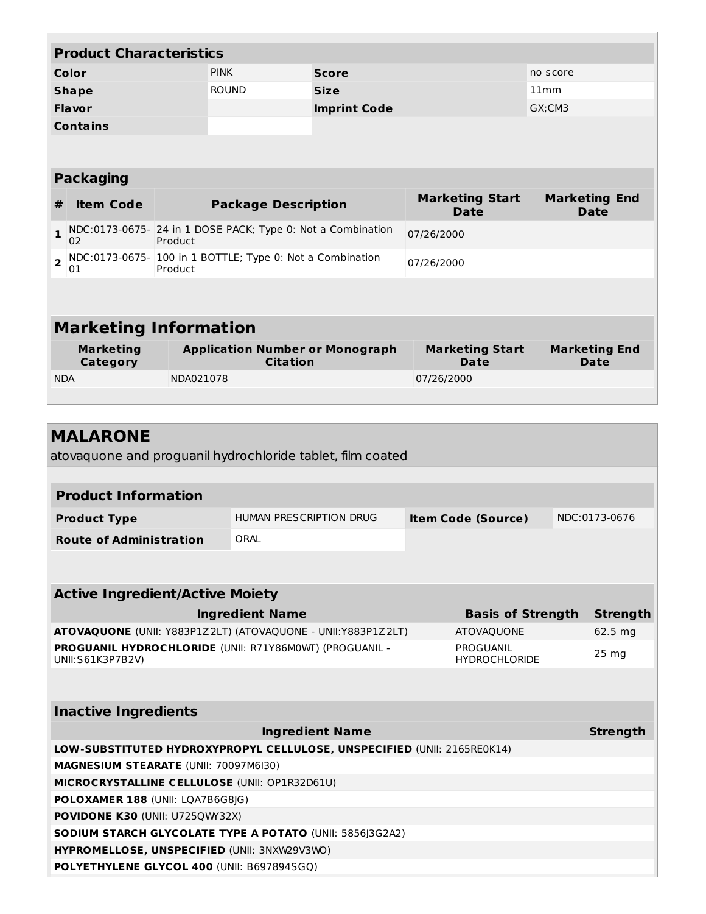| Product Characteristics | | | |
|---|---|---|---|
| **Color** | PINK | **Score** | no score |
| **Shape** | ROUND | **Size** | 11mm |
| **Flavor** | | **Imprint Code** | GX;CM3 |
| **Contains** | | | |

| Packaging | | | | |
|---|---|---|---|---|
| **#** | **Item Code** | **Package Description** | **Marketing Start Date** | **Marketing End Date** |
| **1** | NDC:0173-0675-02 | 24 in 1 DOSE PACK; Type 0: Not a Combination Product | 07/26/2000 | |
| **2** | NDC:0173-0675-01 | 100 in 1 BOTTLE; Type 0: Not a Combination Product | 07/26/2000 | |

| Marketing Information | | | |
|---|---|---|---|
| **Marketing Category** | **Application Number or Monograph Citation** | **Marketing Start Date** | **Marketing End Date** |
| NDA | NDA021078 | 07/26/2000 | |

## MALARONE

atovaquone and proguanil hydrochloride tablet, film coated

| Product Information | | | |
|---|---|---|---|
| **Product Type** | HUMAN PRESCRIPTION DRUG | **Item Code (Source)** | NDC:0173-0676 |
| **Route of Administration** | ORAL | | |

| Active Ingredient/Active Moiety | | |
|---|---|---|
| **Ingredient Name** | **Basis of Strength** | **Strength** |
| **ATOVAQUONE** (UNII: Y883P1Z2LT) (ATOVAQUONE - UNII:Y883P1Z2LT) | ATOVAQUONE | 62.5 mg |
| **PROGUANIL HYDROCHLORIDE** (UNII: R71Y86M0WT) (PROGUANIL - UNII:S61K3P7B2V) | PROGUANIL HYDROCHLORIDE | 25 mg |

| Inactive Ingredients | |
|---|---|
| **Ingredient Name** | **Strength** |
| **LOW-SUBSTITUTED HYDROXYPROPYL CELLULOSE, UNSPECIFIED** (UNII: 2165RE0K14) | |
| **MAGNESIUM STEARATE** (UNII: 70097M6I30) | |
| **MICROCRYSTALLINE CELLULOSE** (UNII: OP1R32D61U) | |
| **POLOXAMER 188** (UNII: LQA7B6G8JG) | |
| **POVIDONE K30** (UNII: U725QWY32X) | |
| **SODIUM STARCH GLYCOLATE TYPE A POTATO** (UNII: 5856J3G2A2) | |
| **HYPROMELLOSE, UNSPECIFIED** (UNII: 3NXW29V3WO) | |
| **POLYETHYLENE GLYCOL 400** (UNII: B697894SGQ) | |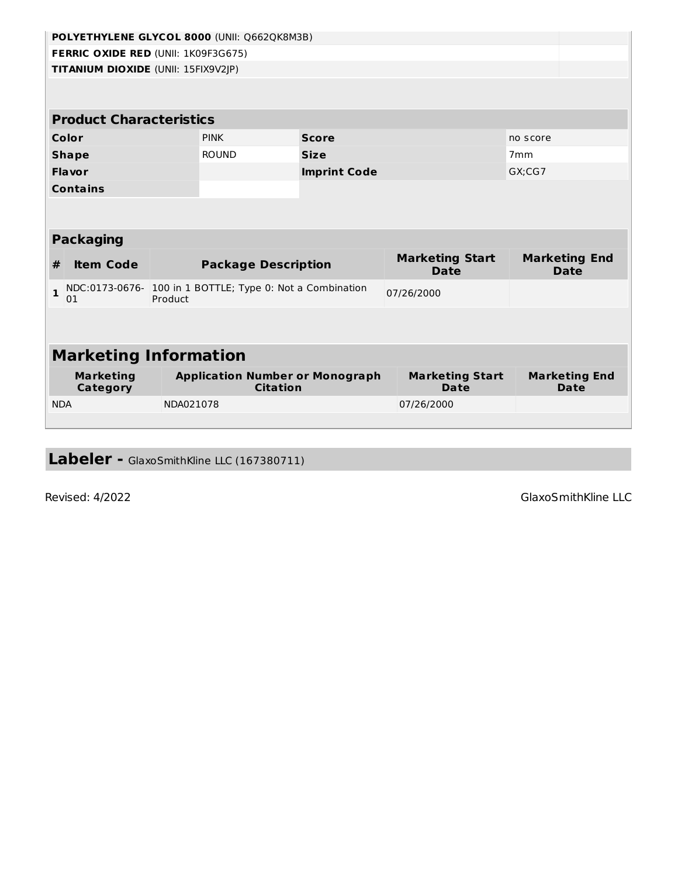| | |
|---|---|
| **POLYETHYLENE GLYCOL 8000** (UNII: Q662QK8M3B) | |
| **FERRIC OXIDE RED** (UNII: 1K09F3G675) | |
| **TITANIUM DIOXIDE** (UNII: 15FIX9V2JP) | |

| **Product Characteristics** | | | |
|---|---|---|---|
| **Color** | PINK | **Score** | no score |
| **Shape** | ROUND | **Size** | 7mm |
| **Flavor** | | **Imprint Code** | GX;CG7 |
| **Contains** | | | |

**Packaging**

| # | Item Code | Package Description | Marketing Start Date | Marketing End Date |
|---|---|---|---|---|
| 1 | NDC:0173-0676-01 | 100 in 1 BOTTLE; Type 0: Not a Combination Product | 07/26/2000 | |

## Marketing Information

| Marketing Category | Application Number or Monograph Citation | Marketing Start Date | Marketing End Date |
|---|---|---|---|
| NDA | NDA021078 | 07/26/2000 | |

**Labeler -** GlaxoSmithKline LLC (167380711)

Revised: 4/2022

GlaxoSmithKline LLC